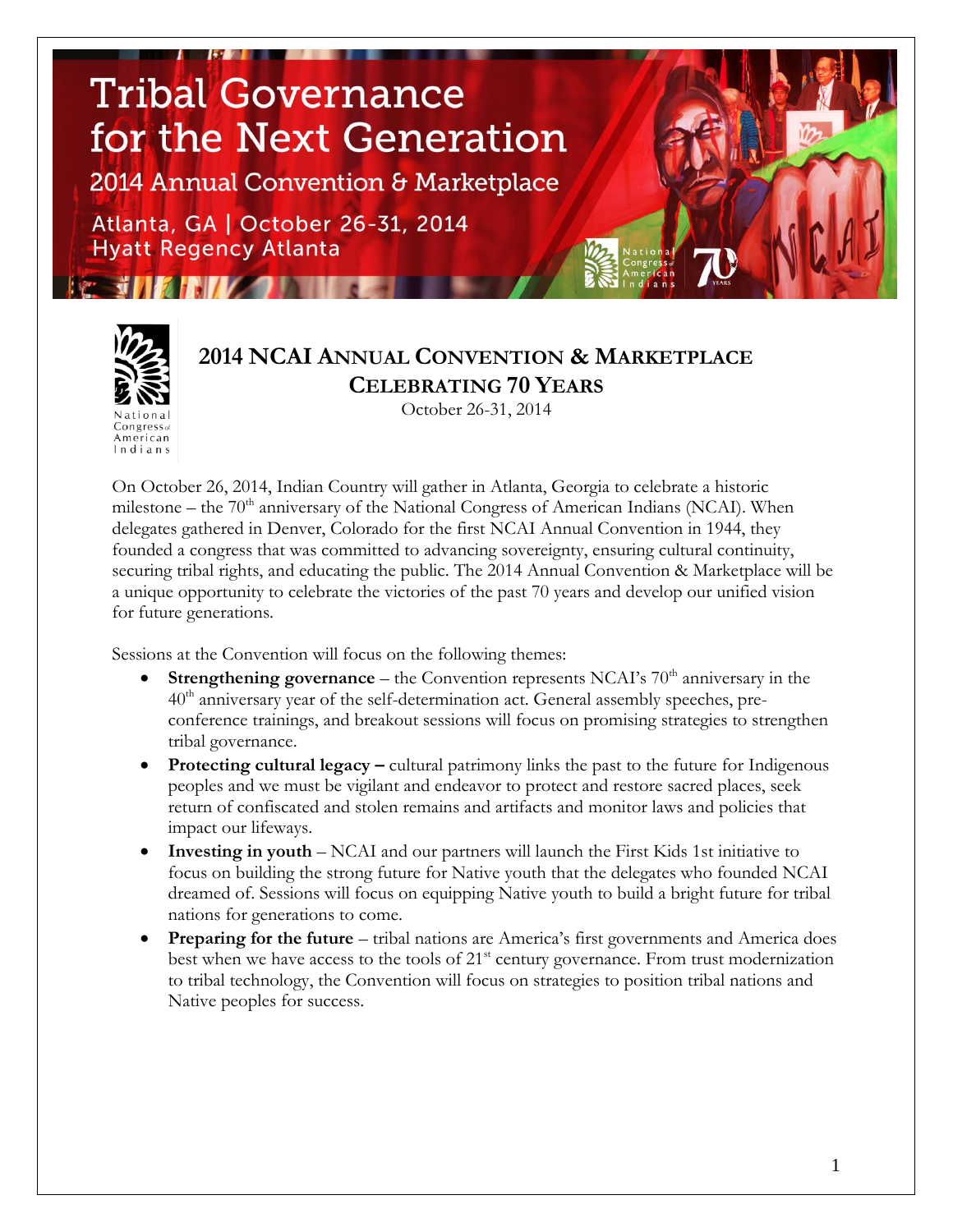# Tribal Governance for the Next Generation

2014 Annual Convention & Marketplace

Atlanta, GA | October 26-31, 2014
Hyatt Regency Atlanta

## 2014 NCAI Annual Convention & Marketplace
## Celebrating 70 Years

October 26-31, 2014

On October 26, 2014, Indian Country will gather in Atlanta, Georgia to celebrate a historic milestone – the 70th anniversary of the National Congress of American Indians (NCAI). When delegates gathered in Denver, Colorado for the first NCAI Annual Convention in 1944, they founded a congress that was committed to advancing sovereignty, ensuring cultural continuity, securing tribal rights, and educating the public. The 2014 Annual Convention & Marketplace will be a unique opportunity to celebrate the victories of the past 70 years and develop our unified vision for future generations.

Sessions at the Convention will focus on the following themes:

- **Strengthening governance** – the Convention represents NCAI's 70th anniversary in the 40th anniversary year of the self-determination act. General assembly speeches, pre-conference trainings, and breakout sessions will focus on promising strategies to strengthen tribal governance.
- **Protecting cultural legacy –** cultural patrimony links the past to the future for Indigenous peoples and we must be vigilant and endeavor to protect and restore sacred places, seek return of confiscated and stolen remains and artifacts and monitor laws and policies that impact our lifeways.
- **Investing in youth** – NCAI and our partners will launch the First Kids 1st initiative to focus on building the strong future for Native youth that the delegates who founded NCAI dreamed of. Sessions will focus on equipping Native youth to build a bright future for tribal nations for generations to come.
- **Preparing for the future** – tribal nations are America's first governments and America does best when we have access to the tools of 21st century governance. From trust modernization to tribal technology, the Convention will focus on strategies to position tribal nations and Native peoples for success.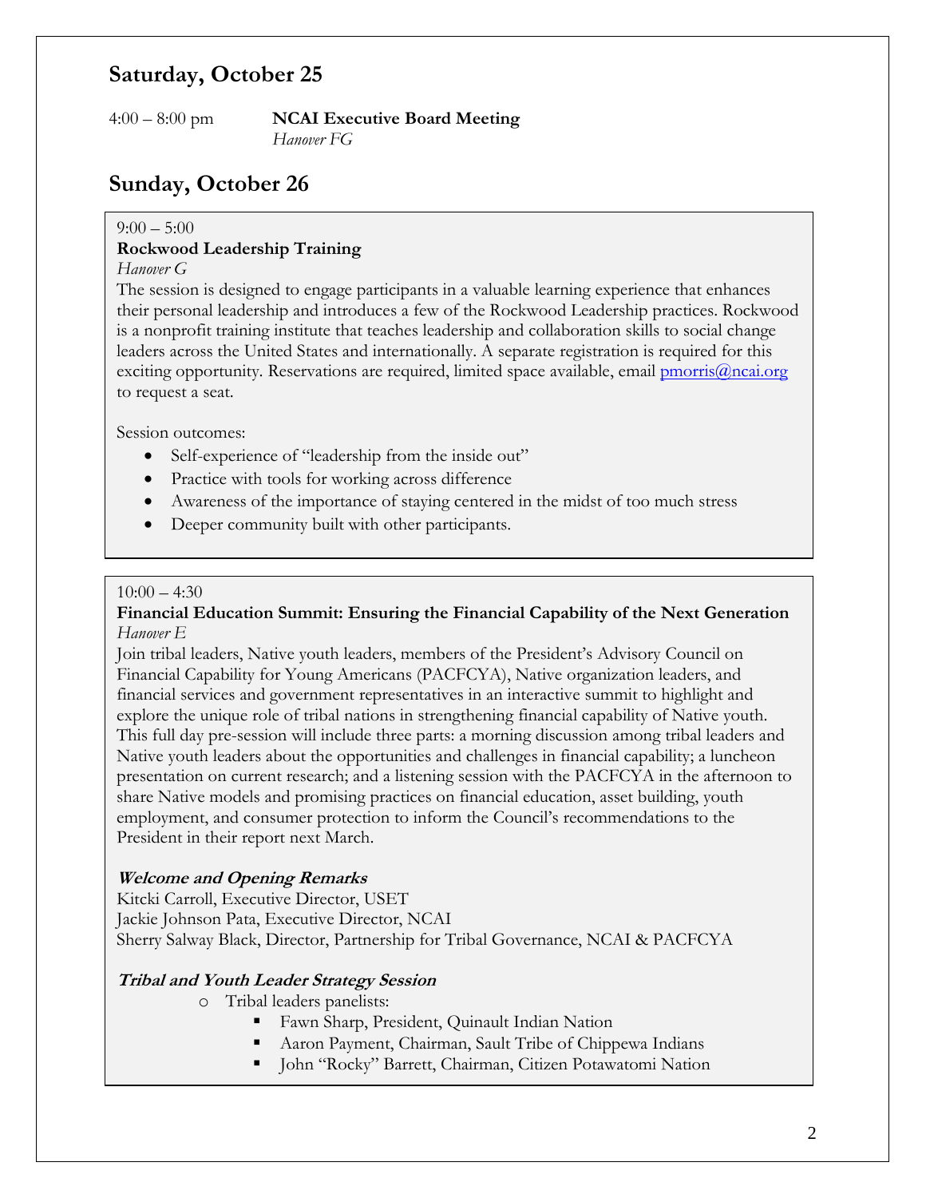## Saturday, October 25

4:00 – 8:00 pm **NCAI Executive Board Meeting**
*Hanover FG*

## Sunday, October 26

9:00 – 5:00
**Rockwood Leadership Training**
*Hanover G*
The session is designed to engage participants in a valuable learning experience that enhances their personal leadership and introduces a few of the Rockwood Leadership practices. Rockwood is a nonprofit training institute that teaches leadership and collaboration skills to social change leaders across the United States and internationally. A separate registration is required for this exciting opportunity. Reservations are required, limited space available, email pmorris@ncai.org to request a seat.

Session outcomes:

- Self-experience of "leadership from the inside out"
- Practice with tools for working across difference
- Awareness of the importance of staying centered in the midst of too much stress
- Deeper community built with other participants.

10:00 – 4:30
**Financial Education Summit: Ensuring the Financial Capability of the Next Generation**
*Hanover E*
Join tribal leaders, Native youth leaders, members of the President's Advisory Council on Financial Capability for Young Americans (PACFCYA), Native organization leaders, and financial services and government representatives in an interactive summit to highlight and explore the unique role of tribal nations in strengthening financial capability of Native youth. This full day pre-session will include three parts: a morning discussion among tribal leaders and Native youth leaders about the opportunities and challenges in financial capability; a luncheon presentation on current research; and a listening session with the PACFCYA in the afternoon to share Native models and promising practices on financial education, asset building, youth employment, and consumer protection to inform the Council's recommendations to the President in their report next March.

***Welcome and Opening Remarks***
Kitcki Carroll, Executive Director, USET
Jackie Johnson Pata, Executive Director, NCAI
Sherry Salway Black, Director, Partnership for Tribal Governance, NCAI & PACFCYA

***Tribal and Youth Leader Strategy Session***

- Tribal leaders panelists:
  - Fawn Sharp, President, Quinault Indian Nation
  - Aaron Payment, Chairman, Sault Tribe of Chippewa Indians
  - John "Rocky" Barrett, Chairman, Citizen Potawatomi Nation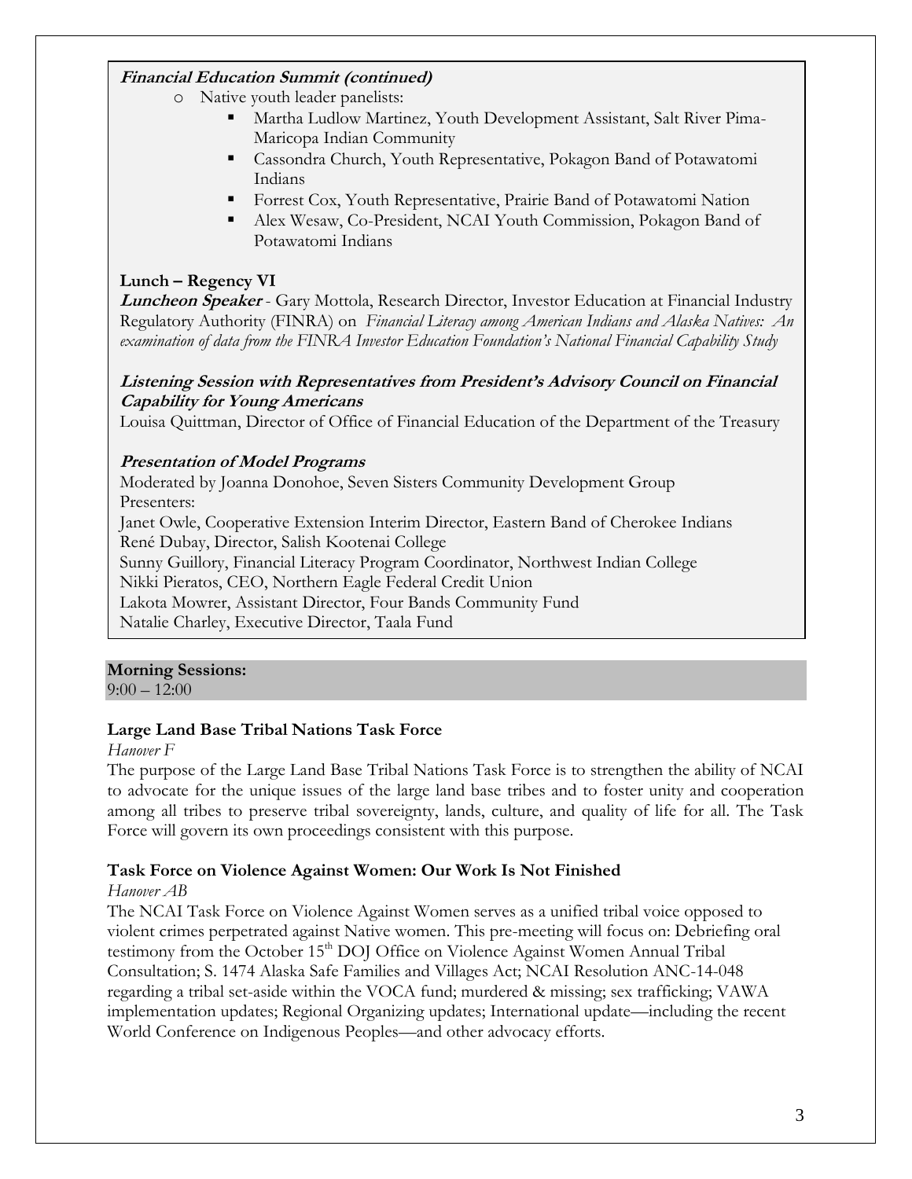***Financial Education Summit (continued)***

- Native youth leader panelists:
  - Martha Ludlow Martinez, Youth Development Assistant, Salt River Pima-Maricopa Indian Community
  - Cassondra Church, Youth Representative, Pokagon Band of Potawatomi Indians
  - Forrest Cox, Youth Representative, Prairie Band of Potawatomi Nation
  - Alex Wesaw, Co-President, NCAI Youth Commission, Pokagon Band of Potawatomi Indians

**Lunch – Regency VI**

***Luncheon Speaker*** - Gary Mottola, Research Director, Investor Education at Financial Industry Regulatory Authority (FINRA) on *Financial Literacy among American Indians and Alaska Natives: An examination of data from the FINRA Investor Education Foundation's National Financial Capability Study*

***Listening Session with Representatives from President's Advisory Council on Financial Capability for Young Americans***

Louisa Quittman, Director of Office of Financial Education of the Department of the Treasury

***Presentation of Model Programs***

Moderated by Joanna Donohoe, Seven Sisters Community Development Group
Presenters:
Janet Owle, Cooperative Extension Interim Director, Eastern Band of Cherokee Indians
René Dubay, Director, Salish Kootenai College
Sunny Guillory, Financial Literacy Program Coordinator, Northwest Indian College
Nikki Pieratos, CEO, Northern Eagle Federal Credit Union
Lakota Mowrer, Assistant Director, Four Bands Community Fund
Natalie Charley, Executive Director, Taala Fund

**Morning Sessions:**
9:00 – 12:00

**Large Land Base Tribal Nations Task Force**

*Hanover F*

The purpose of the Large Land Base Tribal Nations Task Force is to strengthen the ability of NCAI to advocate for the unique issues of the large land base tribes and to foster unity and cooperation among all tribes to preserve tribal sovereignty, lands, culture, and quality of life for all. The Task Force will govern its own proceedings consistent with this purpose.

**Task Force on Violence Against Women: Our Work Is Not Finished**

*Hanover AB*

The NCAI Task Force on Violence Against Women serves as a unified tribal voice opposed to violent crimes perpetrated against Native women. This pre-meeting will focus on: Debriefing oral testimony from the October 15th DOJ Office on Violence Against Women Annual Tribal Consultation; S. 1474 Alaska Safe Families and Villages Act; NCAI Resolution ANC-14-048 regarding a tribal set-aside within the VOCA fund; murdered & missing; sex trafficking; VAWA implementation updates; Regional Organizing updates; International update—including the recent World Conference on Indigenous Peoples—and other advocacy efforts.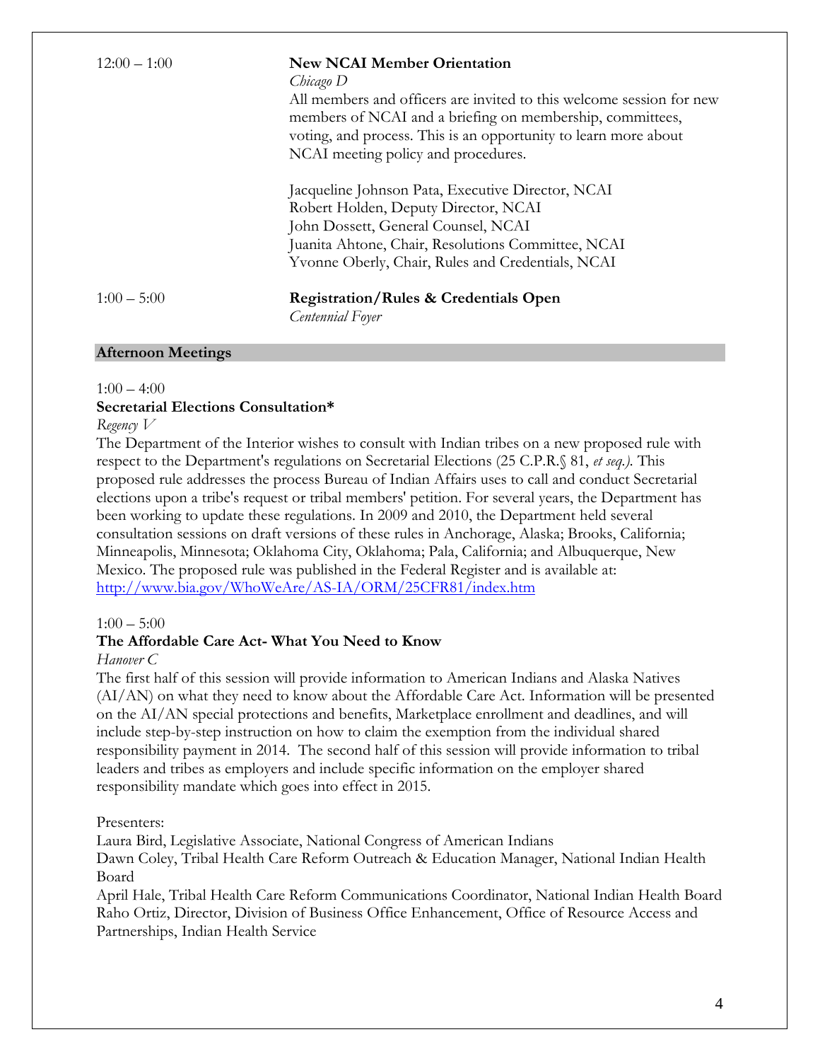12:00 – 1:00

**New NCAI Member Orientation**
*Chicago D*
All members and officers are invited to this welcome session for new members of NCAI and a briefing on membership, committees, voting, and process. This is an opportunity to learn more about NCAI meeting policy and procedures.

Jacqueline Johnson Pata, Executive Director, NCAI
Robert Holden, Deputy Director, NCAI
John Dossett, General Counsel, NCAI
Juanita Ahtone, Chair, Resolutions Committee, NCAI
Yvonne Oberly, Chair, Rules and Credentials, NCAI

1:00 – 5:00

**Registration/Rules & Credentials Open**
*Centennial Foyer*

## Afternoon Meetings

1:00 – 4:00
**Secretarial Elections Consultation***
*Regency V*
The Department of the Interior wishes to consult with Indian tribes on a new proposed rule with respect to the Department's regulations on Secretarial Elections (25 C.P.R.§ 81, *et seq.).* This proposed rule addresses the process Bureau of Indian Affairs uses to call and conduct Secretarial elections upon a tribe's request or tribal members' petition. For several years, the Department has been working to update these regulations. In 2009 and 2010, the Department held several consultation sessions on draft versions of these rules in Anchorage, Alaska; Brooks, California; Minneapolis, Minnesota; Oklahoma City, Oklahoma; Pala, California; and Albuquerque, New Mexico. The proposed rule was published in the Federal Register and is available at: http://www.bia.gov/WhoWeAre/AS-IA/ORM/25CFR81/index.htm

1:00 – 5:00
**The Affordable Care Act- What You Need to Know**
*Hanover C*
The first half of this session will provide information to American Indians and Alaska Natives (AI/AN) on what they need to know about the Affordable Care Act. Information will be presented on the AI/AN special protections and benefits, Marketplace enrollment and deadlines, and will include step-by-step instruction on how to claim the exemption from the individual shared responsibility payment in 2014. The second half of this session will provide information to tribal leaders and tribes as employers and include specific information on the employer shared responsibility mandate which goes into effect in 2015.

Presenters:
Laura Bird, Legislative Associate, National Congress of American Indians
Dawn Coley, Tribal Health Care Reform Outreach & Education Manager, National Indian Health Board
April Hale, Tribal Health Care Reform Communications Coordinator, National Indian Health Board
Raho Ortiz, Director, Division of Business Office Enhancement, Office of Resource Access and Partnerships, Indian Health Service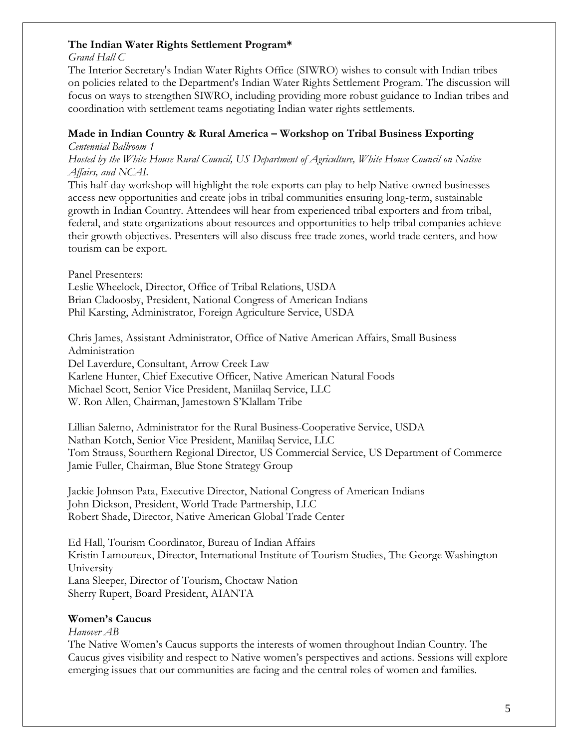**The Indian Water Rights Settlement Program***

*Grand Hall C*

The Interior Secretary's Indian Water Rights Office (SIWRO) wishes to consult with Indian tribes on policies related to the Department's Indian Water Rights Settlement Program. The discussion will focus on ways to strengthen SIWRO, including providing more robust guidance to Indian tribes and coordination with settlement teams negotiating Indian water rights settlements.

**Made in Indian Country & Rural America – Workshop on Tribal Business Exporting**

*Centennial Ballroom 1*

*Hosted by the White House Rural Council, US Department of Agriculture, White House Council on Native Affairs, and NCAI.*

This half-day workshop will highlight the role exports can play to help Native-owned businesses access new opportunities and create jobs in tribal communities ensuring long-term, sustainable growth in Indian Country. Attendees will hear from experienced tribal exporters and from tribal, federal, and state organizations about resources and opportunities to help tribal companies achieve their growth objectives. Presenters will also discuss free trade zones, world trade centers, and how tourism can be export.

Panel Presenters:
Leslie Wheelock, Director, Office of Tribal Relations, USDA
Brian Cladoosby, President, National Congress of American Indians
Phil Karsting, Administrator, Foreign Agriculture Service, USDA

Chris James, Assistant Administrator, Office of Native American Affairs, Small Business Administration
Del Laverdure, Consultant, Arrow Creek Law
Karlene Hunter, Chief Executive Officer, Native American Natural Foods
Michael Scott, Senior Vice President, Maniilaq Service, LLC
W. Ron Allen, Chairman, Jamestown S'Klallam Tribe

Lillian Salerno, Administrator for the Rural Business-Cooperative Service, USDA
Nathan Kotch, Senior Vice President, Maniilaq Service, LLC
Tom Strauss, Sourthern Regional Director, US Commercial Service, US Department of Commerce
Jamie Fuller, Chairman, Blue Stone Strategy Group

Jackie Johnson Pata, Executive Director, National Congress of American Indians
John Dickson, President, World Trade Partnership, LLC
Robert Shade, Director, Native American Global Trade Center

Ed Hall, Tourism Coordinator, Bureau of Indian Affairs
Kristin Lamoureux, Director, International Institute of Tourism Studies, The George Washington University
Lana Sleeper, Director of Tourism, Choctaw Nation
Sherry Rupert, Board President, AIANTA

**Women's Caucus**

*Hanover AB*

The Native Women's Caucus supports the interests of women throughout Indian Country. The Caucus gives visibility and respect to Native women's perspectives and actions. Sessions will explore emerging issues that our communities are facing and the central roles of women and families.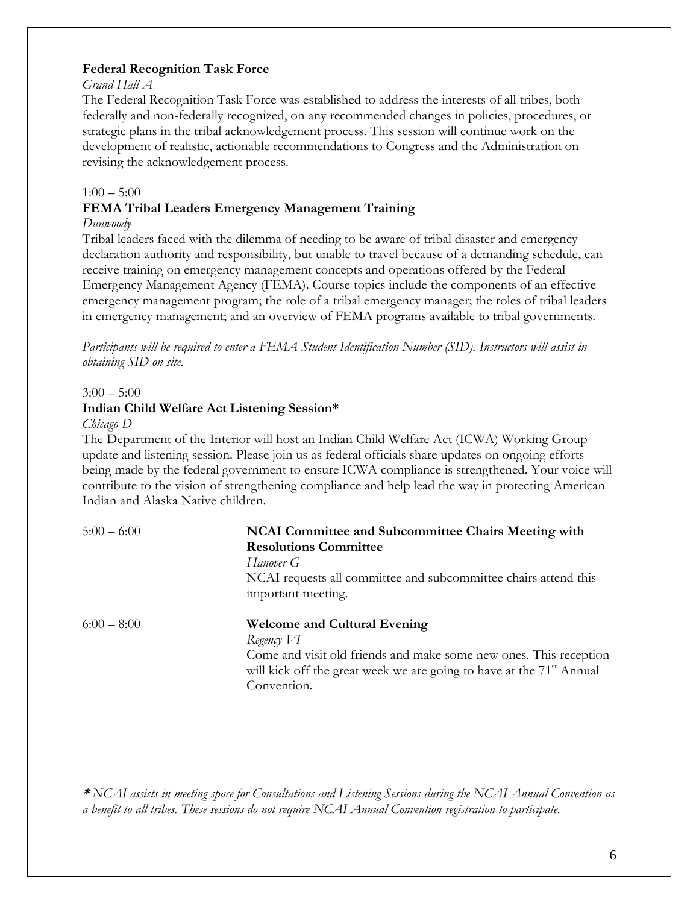**Federal Recognition Task Force**

*Grand Hall A*

The Federal Recognition Task Force was established to address the interests of all tribes, both federally and non-federally recognized, on any recommended changes in policies, procedures, or strategic plans in the tribal acknowledgement process. This session will continue work on the development of realistic, actionable recommendations to Congress and the Administration on revising the acknowledgement process.

1:00 – 5:00

**FEMA Tribal Leaders Emergency Management Training**

*Dunwoody*

Tribal leaders faced with the dilemma of needing to be aware of tribal disaster and emergency declaration authority and responsibility, but unable to travel because of a demanding schedule, can receive training on emergency management concepts and operations offered by the Federal Emergency Management Agency (FEMA). Course topics include the components of an effective emergency management program; the role of a tribal emergency manager; the roles of tribal leaders in emergency management; and an overview of FEMA programs available to tribal governments.

*Participants will be required to enter a FEMA Student Identification Number (SID). Instructors will assist in obtaining SID on site.*

3:00 – 5:00

**Indian Child Welfare Act Listening Session***

*Chicago D*

The Department of the Interior will host an Indian Child Welfare Act (ICWA) Working Group update and listening session. Please join us as federal officials share updates on ongoing efforts being made by the federal government to ensure ICWA compliance is strengthened. Your voice will contribute to the vision of strengthening compliance and help lead the way in protecting American Indian and Alaska Native children.

5:00 – 6:00

**NCAI Committee and Subcommittee Chairs Meeting with Resolutions Committee**

*Hanover G*

NCAI requests all committee and subcommittee chairs attend this important meeting.

6:00 – 8:00

**Welcome and Cultural Evening**

*Regency VI*

Come and visit old friends and make some new ones. This reception will kick off the great week we are going to have at the 71st Annual Convention.

*\* NCAI assists in meeting space for Consultations and Listening Sessions during the NCAI Annual Convention as a benefit to all tribes. These sessions do not require NCAI Annual Convention registration to participate.*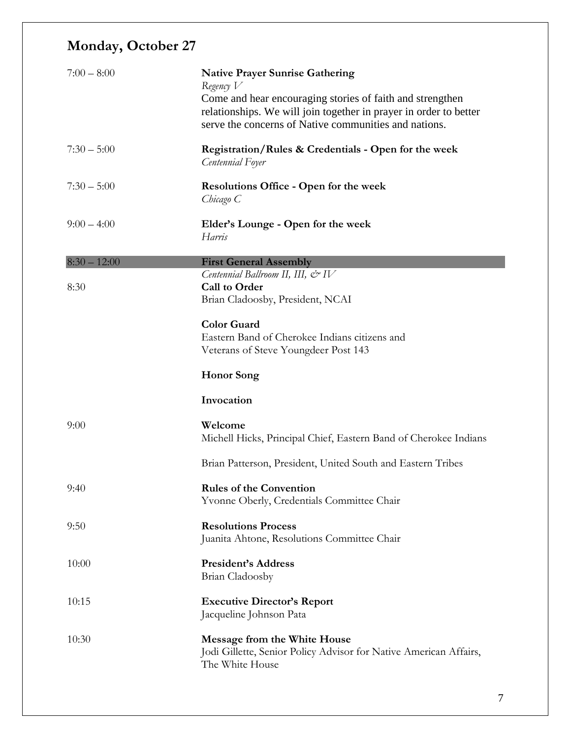## Monday, October 27

7:00 – 8:00 **Native Prayer Sunrise Gathering**
*Regency V*
Come and hear encouraging stories of faith and strengthen relationships. We will join together in prayer in order to better serve the concerns of Native communities and nations.

7:30 – 5:00 **Registration/Rules & Credentials - Open for the week**
*Centennial Foyer*

7:30 – 5:00 **Resolutions Office - Open for the week**
*Chicago C*

9:00 – 4:00 **Elder's Lounge - Open for the week**
*Harris*

8:30 – 12:00 **First General Assembly**
*Centennial Ballroom II, III, & IV*

8:30 **Call to Order**
Brian Cladoosby, President, NCAI

**Color Guard**
Eastern Band of Cherokee Indians citizens and Veterans of Steve Youngdeer Post 143

**Honor Song**

**Invocation**

9:00 **Welcome**
Michell Hicks, Principal Chief, Eastern Band of Cherokee Indians

Brian Patterson, President, United South and Eastern Tribes

9:40 **Rules of the Convention**
Yvonne Oberly, Credentials Committee Chair

9:50 **Resolutions Process**
Juanita Ahtone, Resolutions Committee Chair

10:00 **President's Address**
Brian Cladoosby

10:15 **Executive Director's Report**
Jacqueline Johnson Pata

10:30 **Message from the White House**
Jodi Gillette, Senior Policy Advisor for Native American Affairs, The White House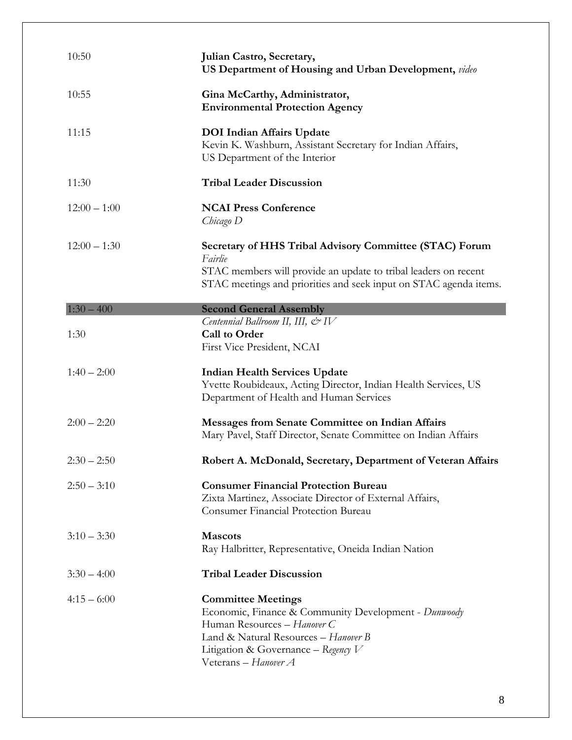| | |
|---|---|
| 10:50 | **Julian Castro, Secretary,**<br>**US Department of Housing and Urban Development,** *video* |
| 10:55 | **Gina McCarthy, Administrator,**<br>**Environmental Protection Agency** |
| 11:15 | **DOI Indian Affairs Update**<br>Kevin K. Washburn, Assistant Secretary for Indian Affairs, US Department of the Interior |
| 11:30 | **Tribal Leader Discussion** |
| 12:00 – 1:00 | **NCAI Press Conference**<br>*Chicago D* |
| 12:00 – 1:30 | **Secretary of HHS Tribal Advisory Committee (STAC) Forum**<br>*Fairlie*<br>STAC members will provide an update to tribal leaders on recent STAC meetings and priorities and seek input on STAC agenda items. |
| 1:30 – 400 | **Second General Assembly**<br>*Centennial Ballroom II, III, & IV* |
| 1:30 | **Call to Order**<br>First Vice President, NCAI |
| 1:40 – 2:00 | **Indian Health Services Update**<br>Yvette Roubideaux, Acting Director, Indian Health Services, US Department of Health and Human Services |
| 2:00 – 2:20 | **Messages from Senate Committee on Indian Affairs**<br>Mary Pavel, Staff Director, Senate Committee on Indian Affairs |
| 2:30 – 2:50 | **Robert A. McDonald, Secretary, Department of Veteran Affairs** |
| 2:50 – 3:10 | **Consumer Financial Protection Bureau**<br>Zixta Martinez, Associate Director of External Affairs, Consumer Financial Protection Bureau |
| 3:10 – 3:30 | **Mascots**<br>Ray Halbritter, Representative, Oneida Indian Nation |
| 3:30 – 4:00 | **Tribal Leader Discussion** |
| 4:15 – 6:00 | **Committee Meetings**<br>Economic, Finance & Community Development - *Dunwoody*<br>Human Resources – *Hanover C*<br>Land & Natural Resources – *Hanover B*<br>Litigation & Governance – *Regency V*<br>Veterans – *Hanover A* |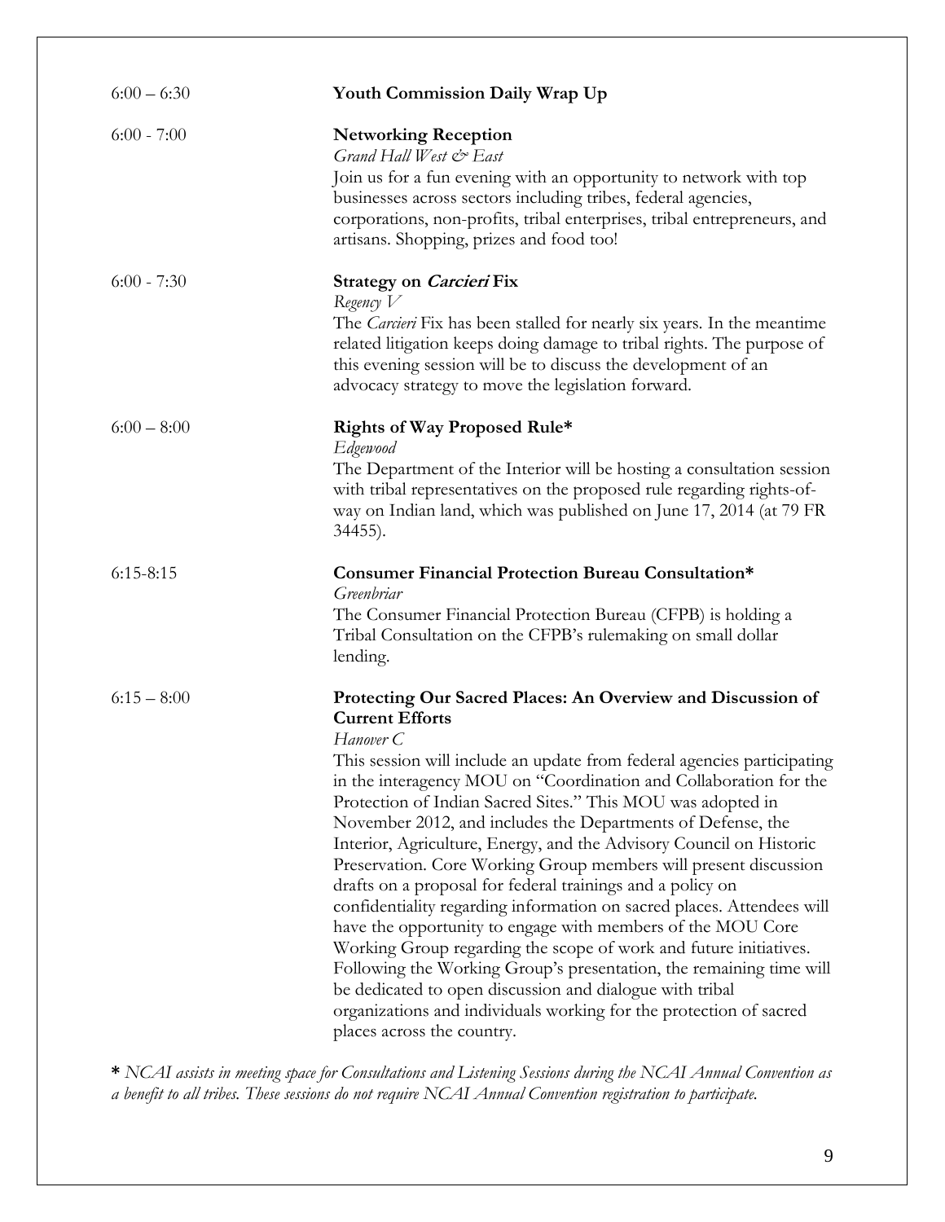6:00 – 6:30 **Youth Commission Daily Wrap Up**

6:00 - 7:00 **Networking Reception**
*Grand Hall West & East*
Join us for a fun evening with an opportunity to network with top businesses across sectors including tribes, federal agencies, corporations, non-profits, tribal enterprises, tribal entrepreneurs, and artisans. Shopping, prizes and food too!

6:00 - 7:30 **Strategy on *Carcieri* Fix**
*Regency V*
The *Carcieri* Fix has been stalled for nearly six years. In the meantime related litigation keeps doing damage to tribal rights. The purpose of this evening session will be to discuss the development of an advocacy strategy to move the legislation forward.

6:00 – 8:00 **Rights of Way Proposed Rule***
*Edgewood*
The Department of the Interior will be hosting a consultation session with tribal representatives on the proposed rule regarding rights-of-way on Indian land, which was published on June 17, 2014 (at 79 FR 34455).

6:15-8:15 **Consumer Financial Protection Bureau Consultation***
*Greenbriar*
The Consumer Financial Protection Bureau (CFPB) is holding a Tribal Consultation on the CFPB's rulemaking on small dollar lending.

6:15 – 8:00 **Protecting Our Sacred Places: An Overview and Discussion of Current Efforts**
*Hanover C*
This session will include an update from federal agencies participating in the interagency MOU on "Coordination and Collaboration for the Protection of Indian Sacred Sites." This MOU was adopted in November 2012, and includes the Departments of Defense, the Interior, Agriculture, Energy, and the Advisory Council on Historic Preservation. Core Working Group members will present discussion drafts on a proposal for federal trainings and a policy on confidentiality regarding information on sacred places. Attendees will have the opportunity to engage with members of the MOU Core Working Group regarding the scope of work and future initiatives. Following the Working Group's presentation, the remaining time will be dedicated to open discussion and dialogue with tribal organizations and individuals working for the protection of sacred places across the country.

**\*** *NCAI assists in meeting space for Consultations and Listening Sessions during the NCAI Annual Convention as a benefit to all tribes. These sessions do not require NCAI Annual Convention registration to participate.*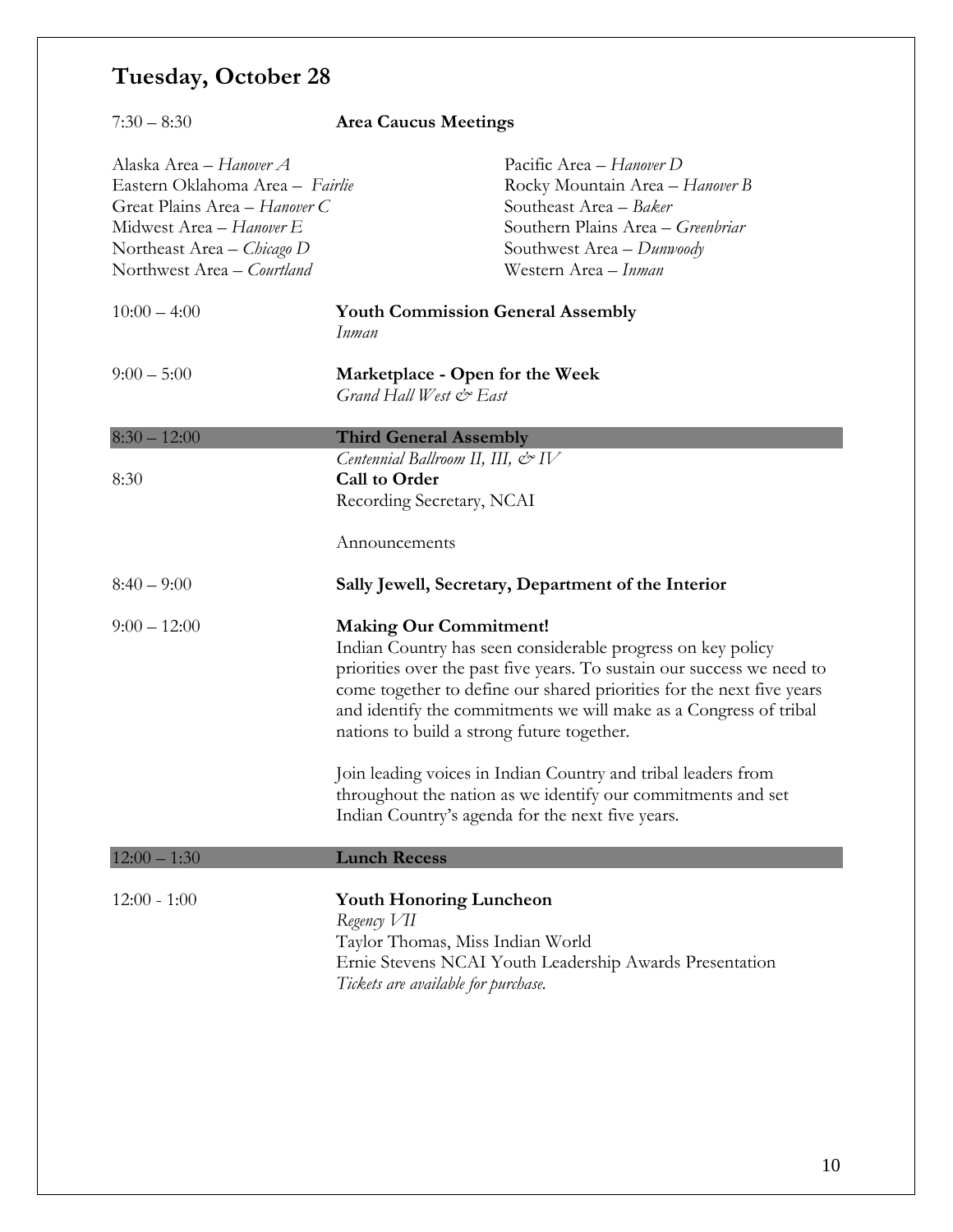## Tuesday, October 28

7:30 – 8:30 **Area Caucus Meetings**

Alaska Area – *Hanover A*
Eastern Oklahoma Area – *Fairlie*
Great Plains Area – *Hanover C*
Midwest Area – *Hanover E*
Northeast Area – *Chicago D*
Northwest Area – *Courtland*
Pacific Area – *Hanover D*
Rocky Mountain Area – *Hanover B*
Southeast Area – *Baker*
Southern Plains Area – *Greenbriar*
Southwest Area – *Dunwoody*
Western Area – *Inman*

10:00 – 4:00 **Youth Commission General Assembly**
*Inman*

9:00 – 5:00 **Marketplace - Open for the Week**
*Grand Hall West & East*

8:30 – 12:00 **Third General Assembly**
*Centennial Ballroom II, III, & IV*

8:30 **Call to Order**
Recording Secretary, NCAI

Announcements

8:40 – 9:00 **Sally Jewell, Secretary, Department of the Interior**

9:00 – 12:00 **Making Our Commitment!**
Indian Country has seen considerable progress on key policy priorities over the past five years. To sustain our success we need to come together to define our shared priorities for the next five years and identify the commitments we will make as a Congress of tribal nations to build a strong future together.

Join leading voices in Indian Country and tribal leaders from throughout the nation as we identify our commitments and set Indian Country's agenda for the next five years.

12:00 – 1:30 **Lunch Recess**

12:00 - 1:00 **Youth Honoring Luncheon**
*Regency VII*
Taylor Thomas, Miss Indian World
Ernie Stevens NCAI Youth Leadership Awards Presentation
*Tickets are available for purchase.*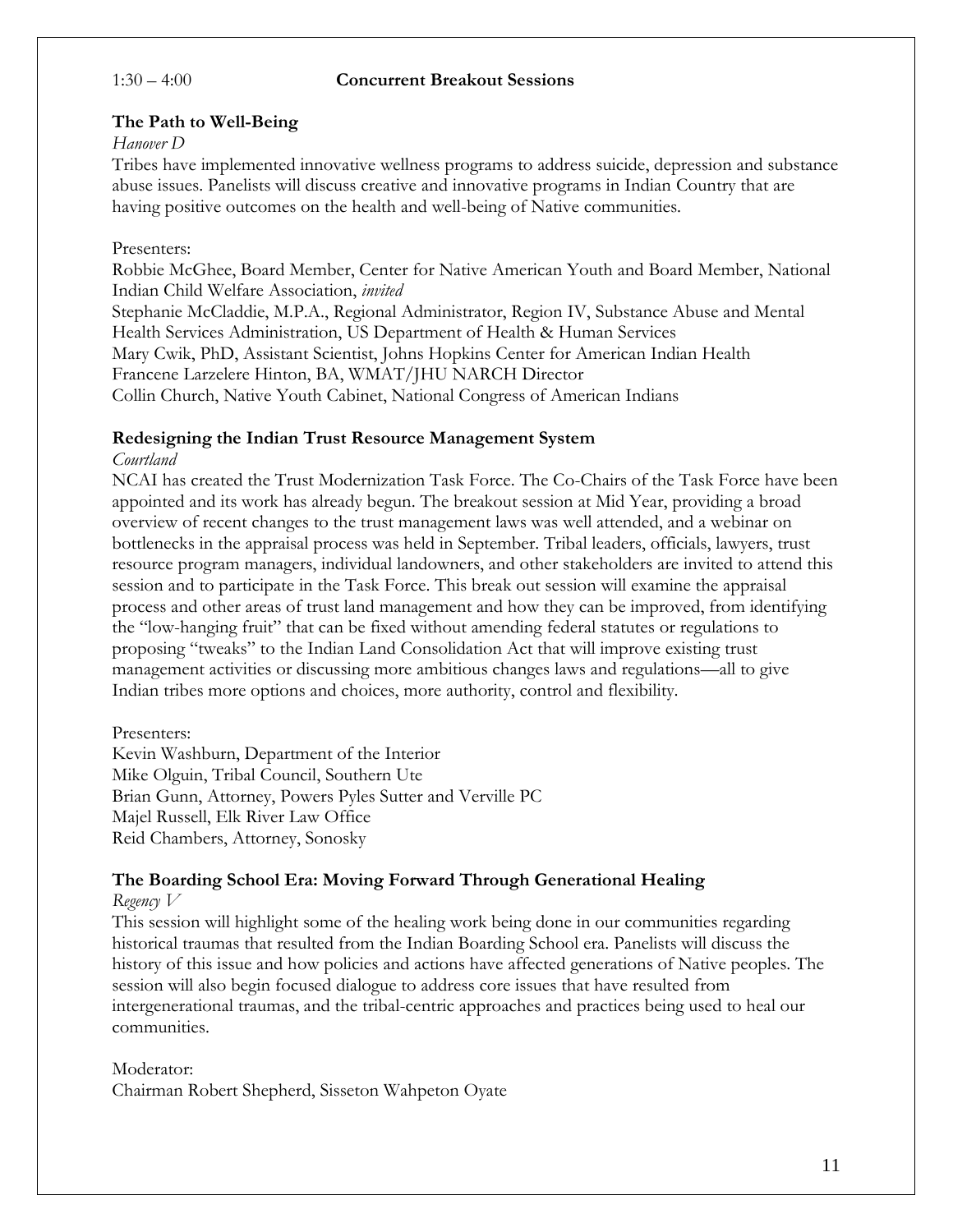1:30 – 4:00 **Concurrent Breakout Sessions**

**The Path to Well-Being**

*Hanover D*

Tribes have implemented innovative wellness programs to address suicide, depression and substance abuse issues. Panelists will discuss creative and innovative programs in Indian Country that are having positive outcomes on the health and well-being of Native communities.

Presenters:

Robbie McGhee, Board Member, Center for Native American Youth and Board Member, National Indian Child Welfare Association, *invited*

Stephanie McCladdie, M.P.A., Regional Administrator, Region IV, Substance Abuse and Mental Health Services Administration, US Department of Health & Human Services

Mary Cwik, PhD, Assistant Scientist, Johns Hopkins Center for American Indian Health

Francene Larzelere Hinton, BA, WMAT/JHU NARCH Director

Collin Church, Native Youth Cabinet, National Congress of American Indians

**Redesigning the Indian Trust Resource Management System**

*Courtland*

NCAI has created the Trust Modernization Task Force. The Co-Chairs of the Task Force have been appointed and its work has already begun. The breakout session at Mid Year, providing a broad overview of recent changes to the trust management laws was well attended, and a webinar on bottlenecks in the appraisal process was held in September. Tribal leaders, officials, lawyers, trust resource program managers, individual landowners, and other stakeholders are invited to attend this session and to participate in the Task Force. This break out session will examine the appraisal process and other areas of trust land management and how they can be improved, from identifying the "low-hanging fruit" that can be fixed without amending federal statutes or regulations to proposing "tweaks" to the Indian Land Consolidation Act that will improve existing trust management activities or discussing more ambitious changes laws and regulations—all to give Indian tribes more options and choices, more authority, control and flexibility.

Presenters:

Kevin Washburn, Department of the Interior

Mike Olguin, Tribal Council, Southern Ute

Brian Gunn, Attorney, Powers Pyles Sutter and Verville PC

Majel Russell, Elk River Law Office

Reid Chambers, Attorney, Sonosky

**The Boarding School Era: Moving Forward Through Generational Healing**

*Regency V*

This session will highlight some of the healing work being done in our communities regarding historical traumas that resulted from the Indian Boarding School era. Panelists will discuss the history of this issue and how policies and actions have affected generations of Native peoples. The session will also begin focused dialogue to address core issues that have resulted from intergenerational traumas, and the tribal-centric approaches and practices being used to heal our communities.

Moderator:

Chairman Robert Shepherd, Sisseton Wahpeton Oyate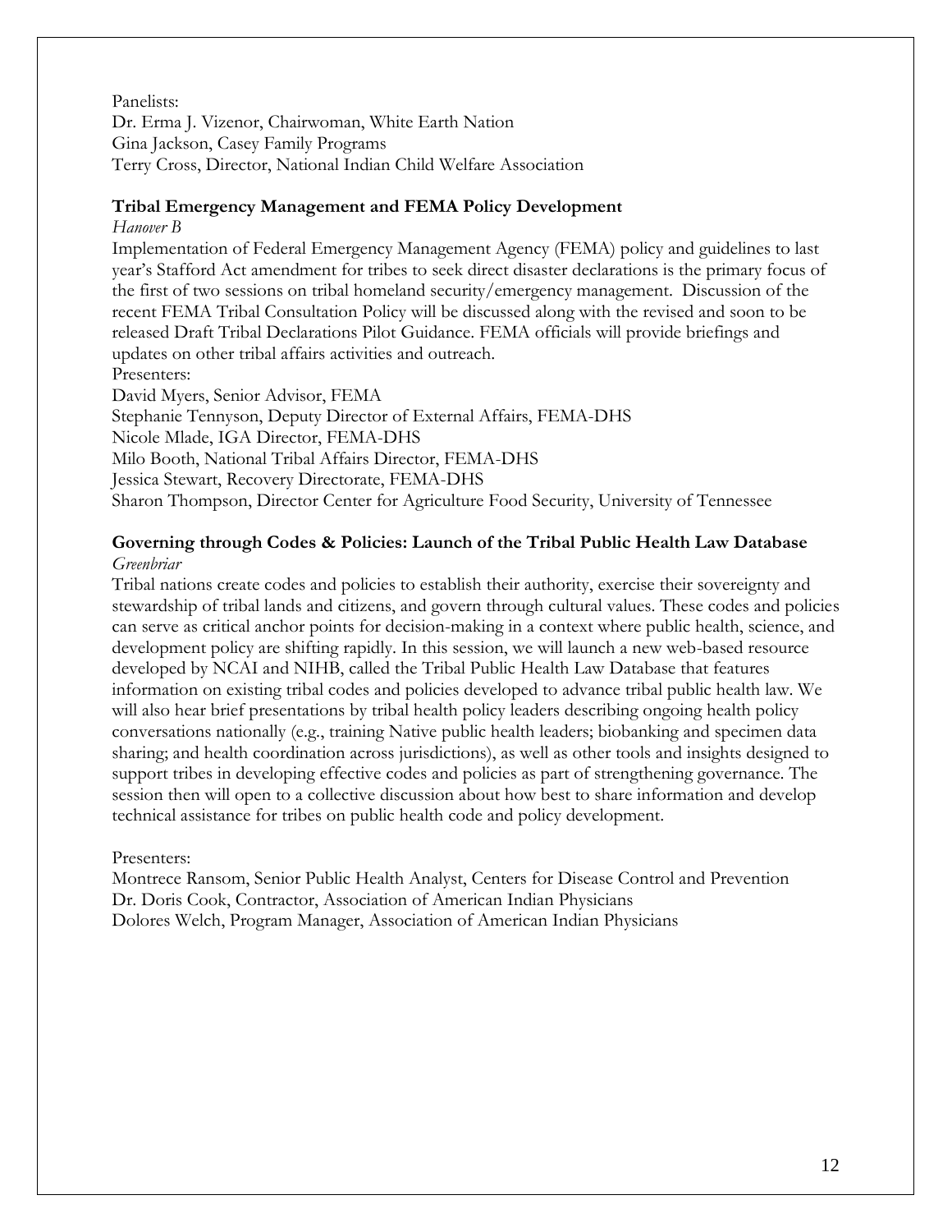Panelists:
Dr. Erma J. Vizenor, Chairwoman, White Earth Nation
Gina Jackson, Casey Family Programs
Terry Cross, Director, National Indian Child Welfare Association

**Tribal Emergency Management and FEMA Policy Development**

*Hanover B*

Implementation of Federal Emergency Management Agency (FEMA) policy and guidelines to last year's Stafford Act amendment for tribes to seek direct disaster declarations is the primary focus of the first of two sessions on tribal homeland security/emergency management. Discussion of the recent FEMA Tribal Consultation Policy will be discussed along with the revised and soon to be released Draft Tribal Declarations Pilot Guidance. FEMA officials will provide briefings and updates on other tribal affairs activities and outreach.

Presenters:
David Myers, Senior Advisor, FEMA
Stephanie Tennyson, Deputy Director of External Affairs, FEMA-DHS
Nicole Mlade, IGA Director, FEMA-DHS
Milo Booth, National Tribal Affairs Director, FEMA-DHS
Jessica Stewart, Recovery Directorate, FEMA-DHS
Sharon Thompson, Director Center for Agriculture Food Security, University of Tennessee

**Governing through Codes & Policies: Launch of the Tribal Public Health Law Database**

*Greenbriar*

Tribal nations create codes and policies to establish their authority, exercise their sovereignty and stewardship of tribal lands and citizens, and govern through cultural values. These codes and policies can serve as critical anchor points for decision-making in a context where public health, science, and development policy are shifting rapidly. In this session, we will launch a new web-based resource developed by NCAI and NIHB, called the Tribal Public Health Law Database that features information on existing tribal codes and policies developed to advance tribal public health law. We will also hear brief presentations by tribal health policy leaders describing ongoing health policy conversations nationally (e.g., training Native public health leaders; biobanking and specimen data sharing; and health coordination across jurisdictions), as well as other tools and insights designed to support tribes in developing effective codes and policies as part of strengthening governance. The session then will open to a collective discussion about how best to share information and develop technical assistance for tribes on public health code and policy development.

Presenters:
Montrece Ransom, Senior Public Health Analyst, Centers for Disease Control and Prevention
Dr. Doris Cook, Contractor, Association of American Indian Physicians
Dolores Welch, Program Manager, Association of American Indian Physicians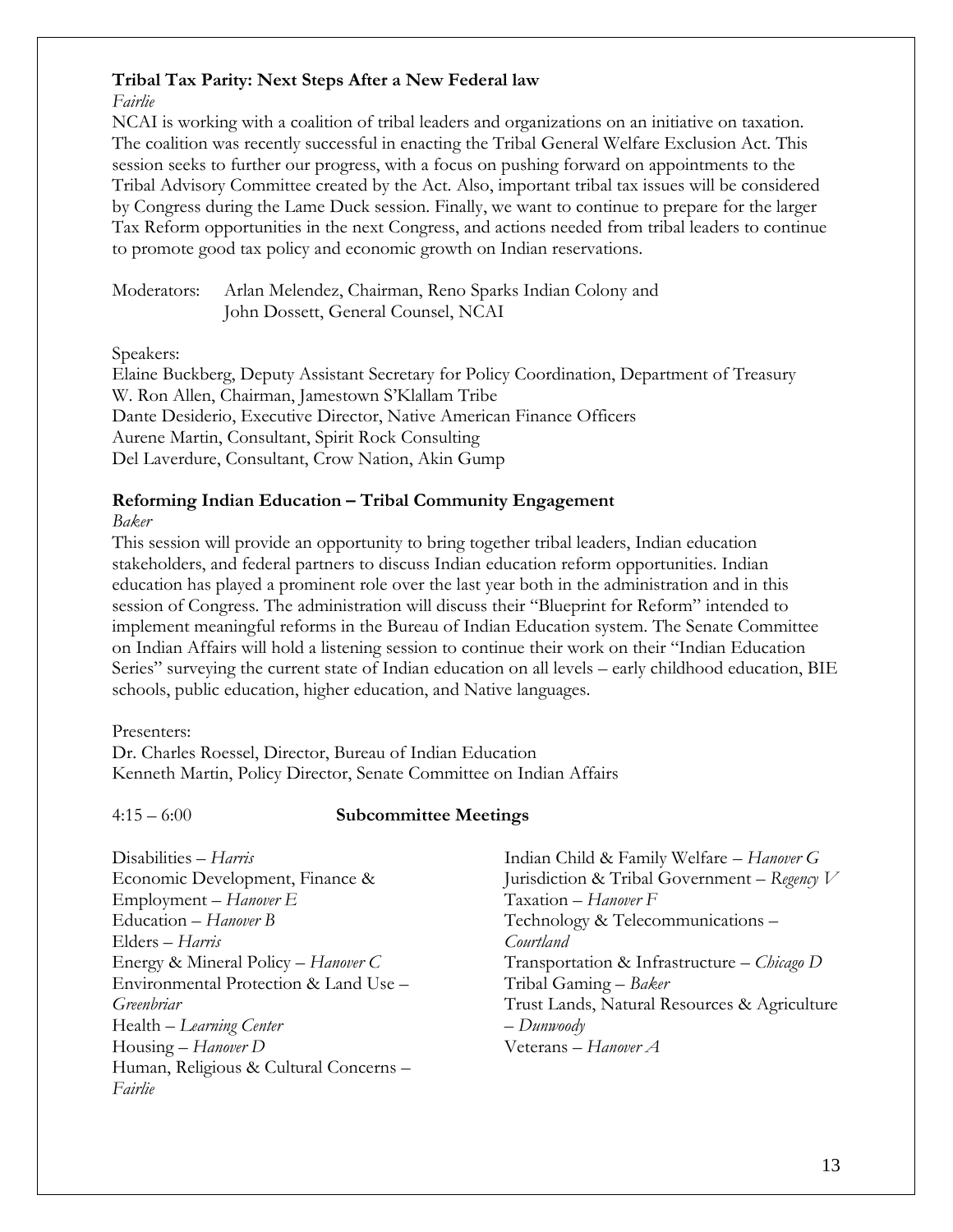**Tribal Tax Parity: Next Steps After a New Federal law**

*Fairlie*

NCAI is working with a coalition of tribal leaders and organizations on an initiative on taxation. The coalition was recently successful in enacting the Tribal General Welfare Exclusion Act. This session seeks to further our progress, with a focus on pushing forward on appointments to the Tribal Advisory Committee created by the Act. Also, important tribal tax issues will be considered by Congress during the Lame Duck session. Finally, we want to continue to prepare for the larger Tax Reform opportunities in the next Congress, and actions needed from tribal leaders to continue to promote good tax policy and economic growth on Indian reservations.

Moderators: Arlan Melendez, Chairman, Reno Sparks Indian Colony and
John Dossett, General Counsel, NCAI

Speakers:
Elaine Buckberg, Deputy Assistant Secretary for Policy Coordination, Department of Treasury
W. Ron Allen, Chairman, Jamestown S'Klallam Tribe
Dante Desiderio, Executive Director, Native American Finance Officers
Aurene Martin, Consultant, Spirit Rock Consulting
Del Laverdure, Consultant, Crow Nation, Akin Gump

**Reforming Indian Education – Tribal Community Engagement**

*Baker*

This session will provide an opportunity to bring together tribal leaders, Indian education stakeholders, and federal partners to discuss Indian education reform opportunities. Indian education has played a prominent role over the last year both in the administration and in this session of Congress. The administration will discuss their "Blueprint for Reform" intended to implement meaningful reforms in the Bureau of Indian Education system. The Senate Committee on Indian Affairs will hold a listening session to continue their work on their "Indian Education Series" surveying the current state of Indian education on all levels – early childhood education, BIE schools, public education, higher education, and Native languages.

Presenters:
Dr. Charles Roessel, Director, Bureau of Indian Education
Kenneth Martin, Policy Director, Senate Committee on Indian Affairs

4:15 – 6:00 **Subcommittee Meetings**

Disabilities – *Harris*
Economic Development, Finance & Employment – *Hanover E*
Education – *Hanover B*
Elders – *Harris*
Energy & Mineral Policy – *Hanover C*
Environmental Protection & Land Use – *Greenbriar*
Health – *Learning Center*
Housing – *Hanover D*
Human, Religious & Cultural Concerns – *Fairlie*
Indian Child & Family Welfare – *Hanover G*
Jurisdiction & Tribal Government – *Regency V*
Taxation – *Hanover F*
Technology & Telecommunications – *Courtland*
Transportation & Infrastructure – *Chicago D*
Tribal Gaming – *Baker*
Trust Lands, Natural Resources & Agriculture – *Dunwoody*
Veterans – *Hanover A*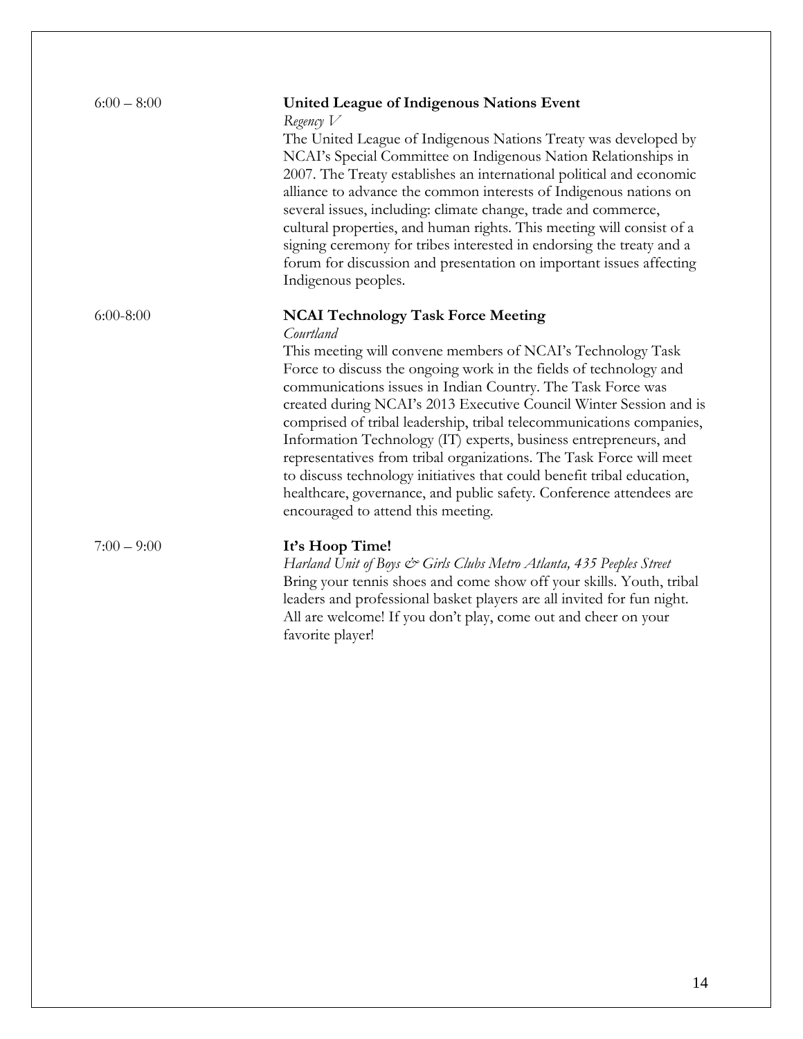6:00 – 8:00

**United League of Indigenous Nations Event**

*Regency V*

The United League of Indigenous Nations Treaty was developed by NCAI's Special Committee on Indigenous Nation Relationships in 2007. The Treaty establishes an international political and economic alliance to advance the common interests of Indigenous nations on several issues, including: climate change, trade and commerce, cultural properties, and human rights. This meeting will consist of a signing ceremony for tribes interested in endorsing the treaty and a forum for discussion and presentation on important issues affecting Indigenous peoples.

6:00-8:00

**NCAI Technology Task Force Meeting**

*Courtland*

This meeting will convene members of NCAI's Technology Task Force to discuss the ongoing work in the fields of technology and communications issues in Indian Country. The Task Force was created during NCAI's 2013 Executive Council Winter Session and is comprised of tribal leadership, tribal telecommunications companies, Information Technology (IT) experts, business entrepreneurs, and representatives from tribal organizations. The Task Force will meet to discuss technology initiatives that could benefit tribal education, healthcare, governance, and public safety. Conference attendees are encouraged to attend this meeting.

7:00 – 9:00

**It's Hoop Time!**

*Harland Unit of Boys & Girls Clubs Metro Atlanta, 435 Peeples Street*

Bring your tennis shoes and come show off your skills. Youth, tribal leaders and professional basket players are all invited for fun night. All are welcome! If you don't play, come out and cheer on your favorite player!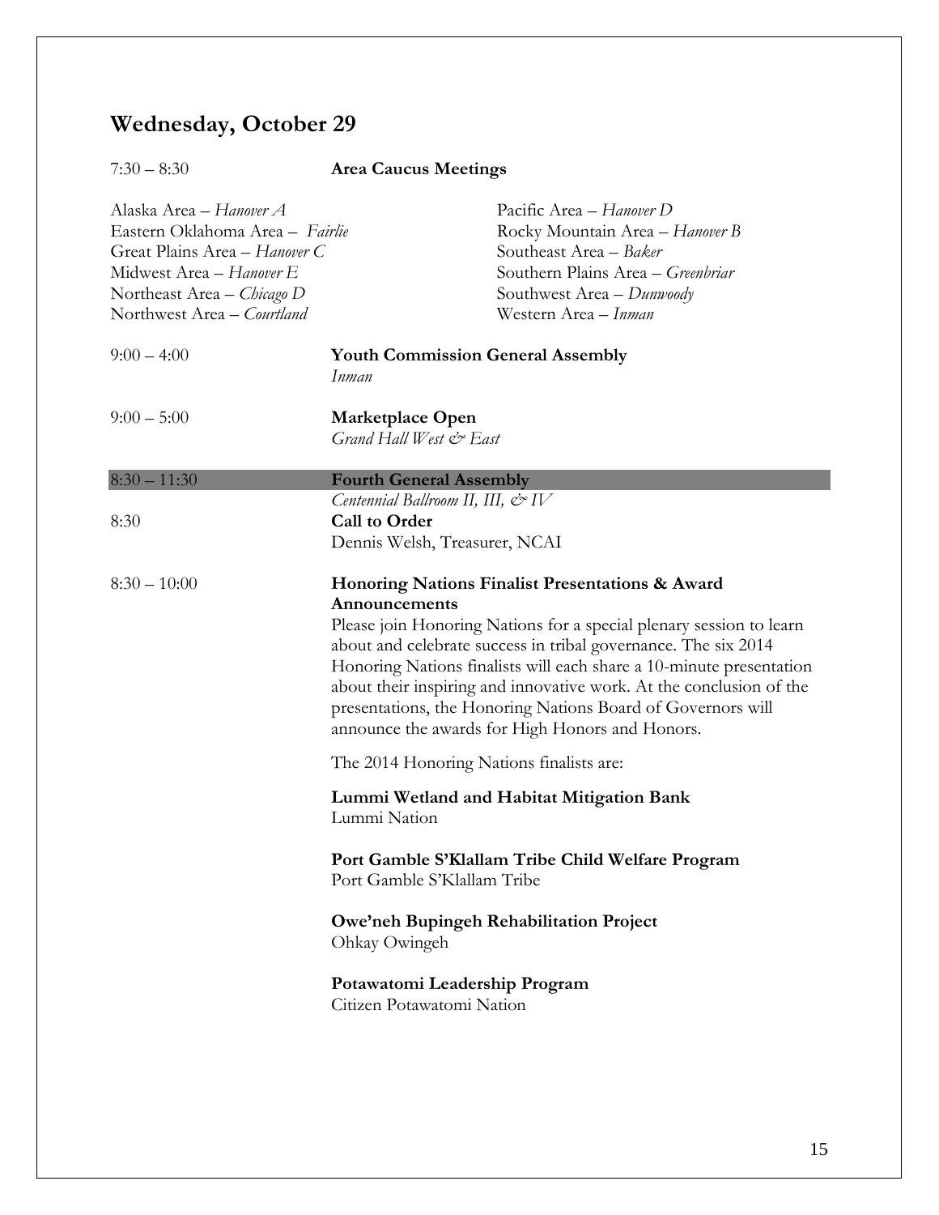## Wednesday, October 29

7:30 – 8:30 **Area Caucus Meetings**

Alaska Area – *Hanover A*
Eastern Oklahoma Area – *Fairlie*
Great Plains Area – *Hanover C*
Midwest Area – *Hanover E*
Northeast Area – *Chicago D*
Northwest Area – *Courtland*
Pacific Area – *Hanover D*
Rocky Mountain Area – *Hanover B*
Southeast Area – *Baker*
Southern Plains Area – *Greenbriar*
Southwest Area – *Dunwoody*
Western Area – *Inman*

9:00 – 4:00 **Youth Commission General Assembly**
*Inman*

9:00 – 5:00 **Marketplace Open**
*Grand Hall West & East*

8:30 – 11:30 **Fourth General Assembly**
*Centennial Ballroom II, III, & IV*

8:30 **Call to Order**
Dennis Welsh, Treasurer, NCAI

8:30 – 10:00 **Honoring Nations Finalist Presentations & Award Announcements**
Please join Honoring Nations for a special plenary session to learn about and celebrate success in tribal governance. The six 2014 Honoring Nations finalists will each share a 10-minute presentation about their inspiring and innovative work. At the conclusion of the presentations, the Honoring Nations Board of Governors will announce the awards for High Honors and Honors.

The 2014 Honoring Nations finalists are:

**Lummi Wetland and Habitat Mitigation Bank**
Lummi Nation

**Port Gamble S'Klallam Tribe Child Welfare Program**
Port Gamble S'Klallam Tribe

**Owe'neh Bupingeh Rehabilitation Project**
Ohkay Owingeh

**Potawatomi Leadership Program**
Citizen Potawatomi Nation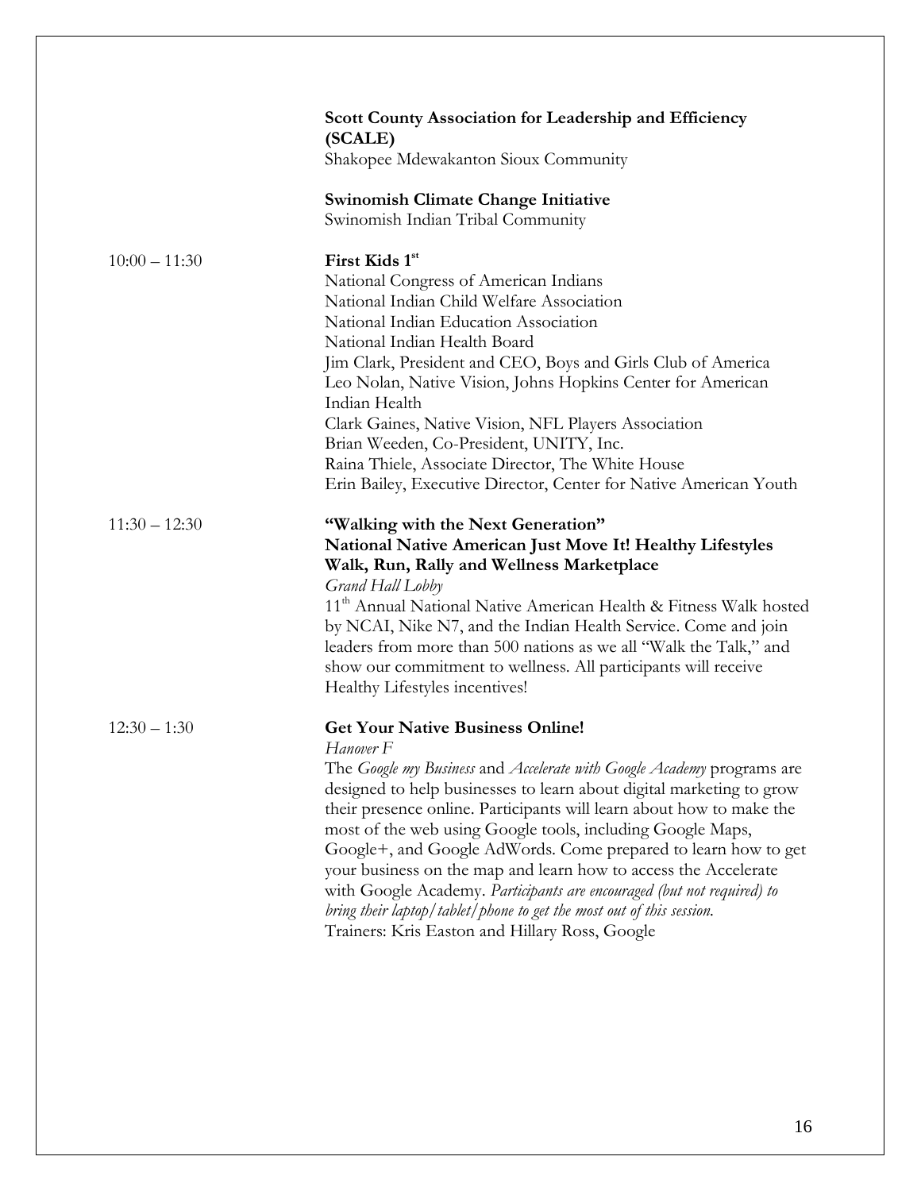**Scott County Association for Leadership and Efficiency (SCALE)**
Shakopee Mdewakanton Sioux Community

**Swinomish Climate Change Initiative**
Swinomish Indian Tribal Community

10:00 – 11:30

**First Kids 1st**
National Congress of American Indians
National Indian Child Welfare Association
National Indian Education Association
National Indian Health Board
Jim Clark, President and CEO, Boys and Girls Club of America
Leo Nolan, Native Vision, Johns Hopkins Center for American Indian Health
Clark Gaines, Native Vision, NFL Players Association
Brian Weeden, Co-President, UNITY, Inc.
Raina Thiele, Associate Director, The White House
Erin Bailey, Executive Director, Center for Native American Youth

11:30 – 12:30

**"Walking with the Next Generation"**
**National Native American Just Move It! Healthy Lifestyles Walk, Run, Rally and Wellness Marketplace**
*Grand Hall Lobby*
11th Annual National Native American Health & Fitness Walk hosted by NCAI, Nike N7, and the Indian Health Service. Come and join leaders from more than 500 nations as we all "Walk the Talk," and show our commitment to wellness. All participants will receive Healthy Lifestyles incentives!

12:30 – 1:30

**Get Your Native Business Online!**
*Hanover F*
The *Google my Business* and *Accelerate with Google Academy* programs are designed to help businesses to learn about digital marketing to grow their presence online. Participants will learn about how to make the most of the web using Google tools, including Google Maps, Google+, and Google AdWords. Come prepared to learn how to get your business on the map and learn how to access the Accelerate with Google Academy. *Participants are encouraged (but not required) to bring their laptop/tablet/phone to get the most out of this session.*
Trainers: Kris Easton and Hillary Ross, Google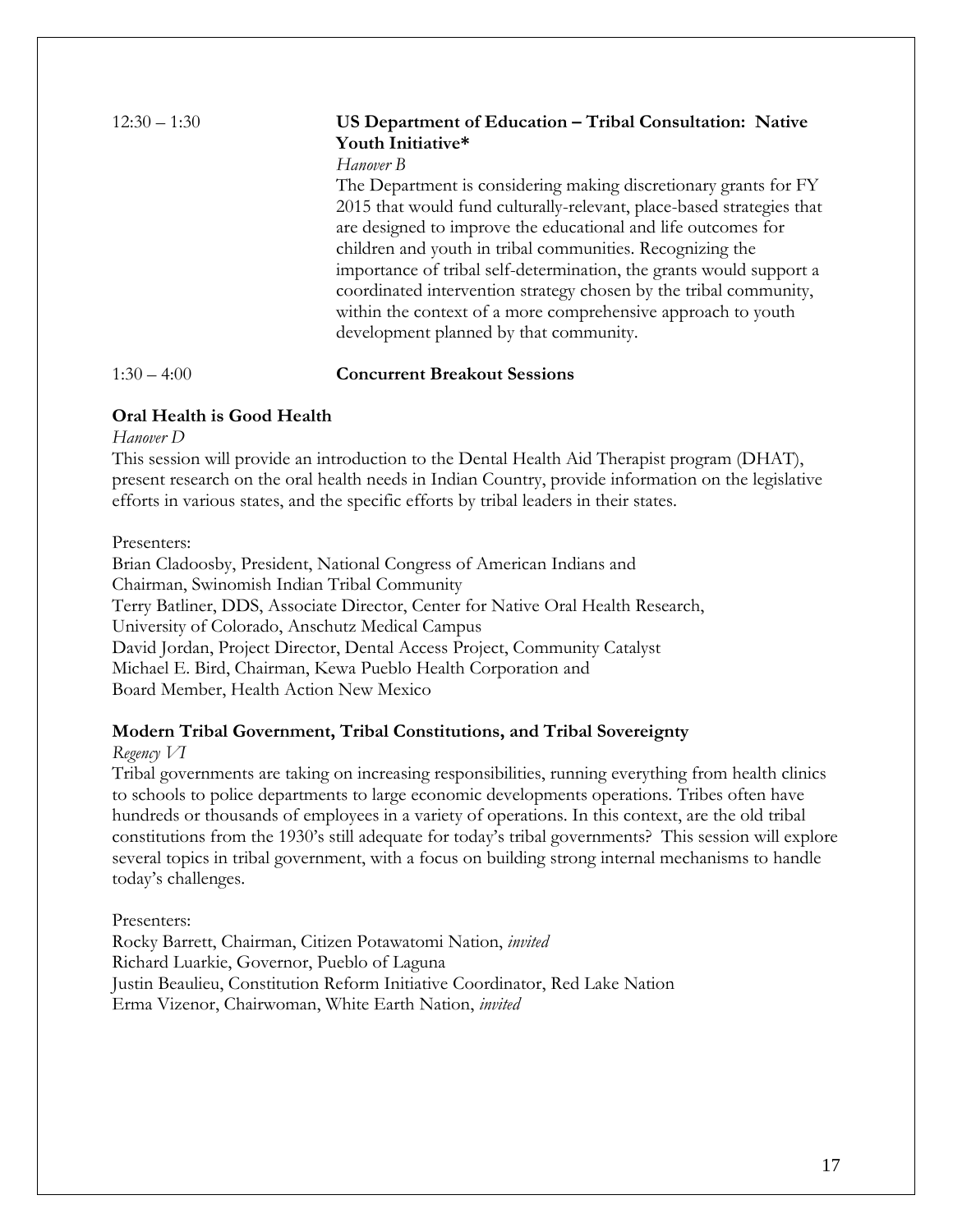12:30 – 1:30 **US Department of Education – Tribal Consultation: Native Youth Initiative***

*Hanover B*

The Department is considering making discretionary grants for FY 2015 that would fund culturally-relevant, place-based strategies that are designed to improve the educational and life outcomes for children and youth in tribal communities. Recognizing the importance of tribal self-determination, the grants would support a coordinated intervention strategy chosen by the tribal community, within the context of a more comprehensive approach to youth development planned by that community.

1:30 – 4:00 **Concurrent Breakout Sessions**

**Oral Health is Good Health**

*Hanover D*

This session will provide an introduction to the Dental Health Aid Therapist program (DHAT), present research on the oral health needs in Indian Country, provide information on the legislative efforts in various states, and the specific efforts by tribal leaders in their states.

Presenters:

Brian Cladoosby, President, National Congress of American Indians and
Chairman, Swinomish Indian Tribal Community
Terry Batliner, DDS, Associate Director, Center for Native Oral Health Research,
University of Colorado, Anschutz Medical Campus
David Jordan, Project Director, Dental Access Project, Community Catalyst
Michael E. Bird, Chairman, Kewa Pueblo Health Corporation and
Board Member, Health Action New Mexico

**Modern Tribal Government, Tribal Constitutions, and Tribal Sovereignty**

*Regency VI*

Tribal governments are taking on increasing responsibilities, running everything from health clinics to schools to police departments to large economic developments operations. Tribes often have hundreds or thousands of employees in a variety of operations. In this context, are the old tribal constitutions from the 1930's still adequate for today's tribal governments? This session will explore several topics in tribal government, with a focus on building strong internal mechanisms to handle today's challenges.

Presenters:

Rocky Barrett, Chairman, Citizen Potawatomi Nation, *invited*
Richard Luarkie, Governor, Pueblo of Laguna
Justin Beaulieu, Constitution Reform Initiative Coordinator, Red Lake Nation
Erma Vizenor, Chairwoman, White Earth Nation, *invited*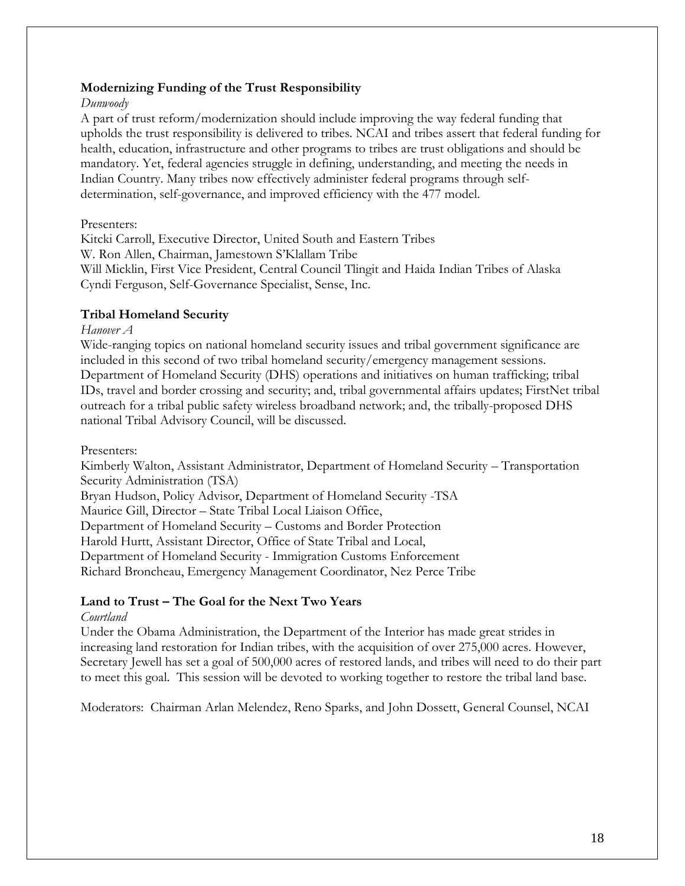**Modernizing Funding of the Trust Responsibility**

*Dunwoody*

A part of trust reform/modernization should include improving the way federal funding that upholds the trust responsibility is delivered to tribes. NCAI and tribes assert that federal funding for health, education, infrastructure and other programs to tribes are trust obligations and should be mandatory. Yet, federal agencies struggle in defining, understanding, and meeting the needs in Indian Country. Many tribes now effectively administer federal programs through self-determination, self-governance, and improved efficiency with the 477 model.

Presenters:
Kitcki Carroll, Executive Director, United South and Eastern Tribes
W. Ron Allen, Chairman, Jamestown S'Klallam Tribe
Will Micklin, First Vice President, Central Council Tlingit and Haida Indian Tribes of Alaska
Cyndi Ferguson, Self-Governance Specialist, Sense, Inc.

**Tribal Homeland Security**

*Hanover A*

Wide-ranging topics on national homeland security issues and tribal government significance are included in this second of two tribal homeland security/emergency management sessions. Department of Homeland Security (DHS) operations and initiatives on human trafficking; tribal IDs, travel and border crossing and security; and, tribal governmental affairs updates; FirstNet tribal outreach for a tribal public safety wireless broadband network; and, the tribally-proposed DHS national Tribal Advisory Council, will be discussed.

Presenters:
Kimberly Walton, Assistant Administrator, Department of Homeland Security – Transportation Security Administration (TSA)
Bryan Hudson, Policy Advisor, Department of Homeland Security -TSA
Maurice Gill, Director – State Tribal Local Liaison Office,
Department of Homeland Security – Customs and Border Protection
Harold Hurtt, Assistant Director, Office of State Tribal and Local,
Department of Homeland Security - Immigration Customs Enforcement
Richard Broncheau, Emergency Management Coordinator, Nez Perce Tribe

**Land to Trust – The Goal for the Next Two Years**

*Courtland*

Under the Obama Administration, the Department of the Interior has made great strides in increasing land restoration for Indian tribes, with the acquisition of over 275,000 acres. However, Secretary Jewell has set a goal of 500,000 acres of restored lands, and tribes will need to do their part to meet this goal. This session will be devoted to working together to restore the tribal land base.

Moderators: Chairman Arlan Melendez, Reno Sparks, and John Dossett, General Counsel, NCAI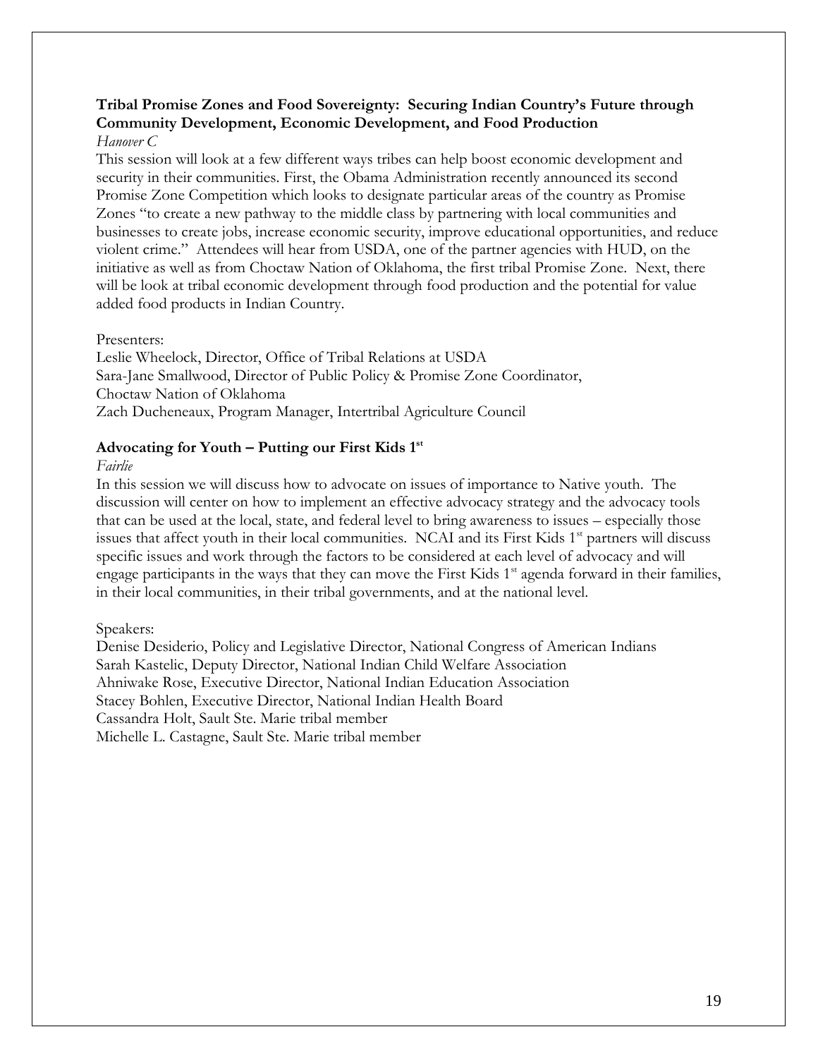**Tribal Promise Zones and Food Sovereignty: Securing Indian Country's Future through Community Development, Economic Development, and Food Production**

*Hanover C*

This session will look at a few different ways tribes can help boost economic development and security in their communities. First, the Obama Administration recently announced its second Promise Zone Competition which looks to designate particular areas of the country as Promise Zones "to create a new pathway to the middle class by partnering with local communities and businesses to create jobs, increase economic security, improve educational opportunities, and reduce violent crime." Attendees will hear from USDA, one of the partner agencies with HUD, on the initiative as well as from Choctaw Nation of Oklahoma, the first tribal Promise Zone. Next, there will be look at tribal economic development through food production and the potential for value added food products in Indian Country.

Presenters:
Leslie Wheelock, Director, Office of Tribal Relations at USDA
Sara-Jane Smallwood, Director of Public Policy & Promise Zone Coordinator, Choctaw Nation of Oklahoma
Zach Ducheneaux, Program Manager, Intertribal Agriculture Council

**Advocating for Youth – Putting our First Kids 1st**

*Fairlie*

In this session we will discuss how to advocate on issues of importance to Native youth. The discussion will center on how to implement an effective advocacy strategy and the advocacy tools that can be used at the local, state, and federal level to bring awareness to issues – especially those issues that affect youth in their local communities. NCAI and its First Kids 1st partners will discuss specific issues and work through the factors to be considered at each level of advocacy and will engage participants in the ways that they can move the First Kids 1st agenda forward in their families, in their local communities, in their tribal governments, and at the national level.

Speakers:
Denise Desiderio, Policy and Legislative Director, National Congress of American Indians
Sarah Kastelic, Deputy Director, National Indian Child Welfare Association
Ahniwake Rose, Executive Director, National Indian Education Association
Stacey Bohlen, Executive Director, National Indian Health Board
Cassandra Holt, Sault Ste. Marie tribal member
Michelle L. Castagne, Sault Ste. Marie tribal member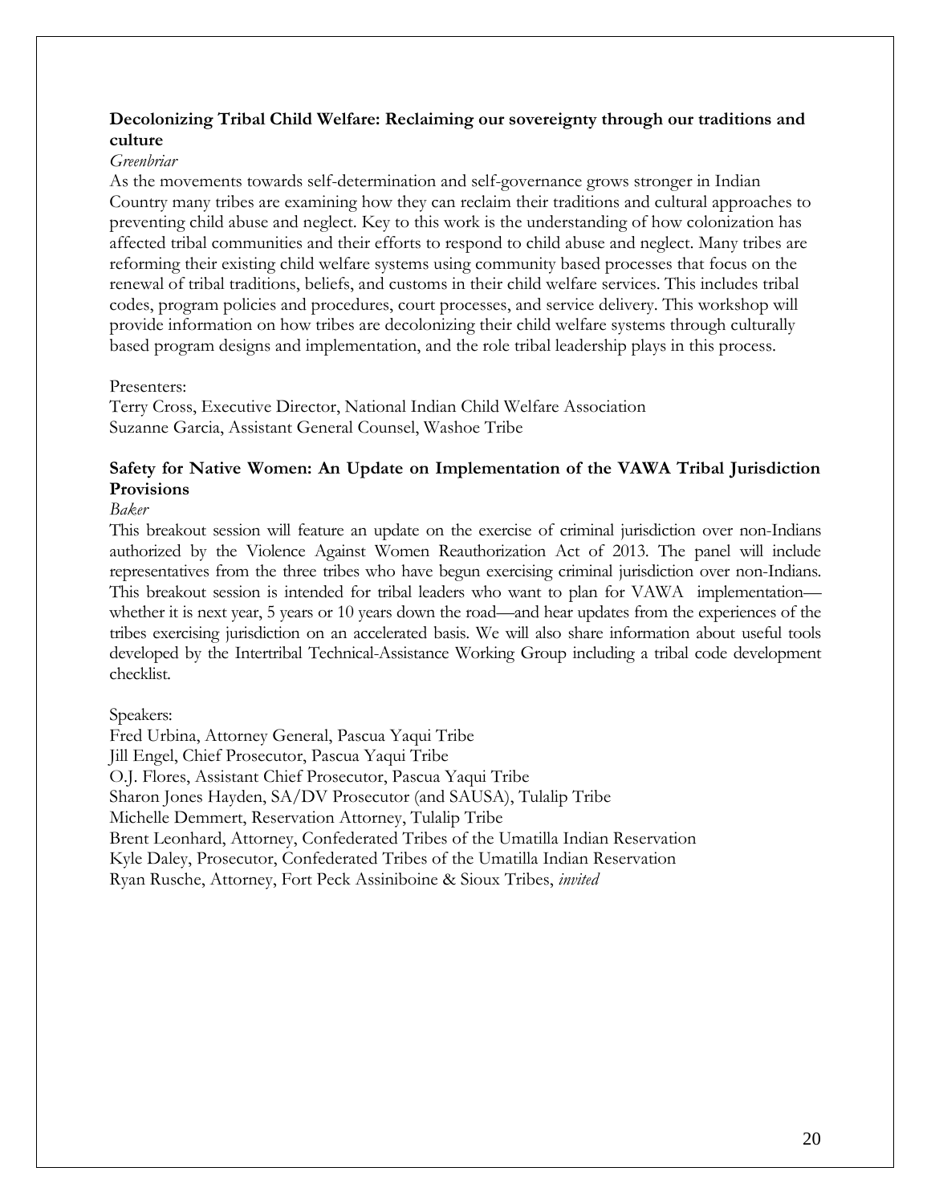**Decolonizing Tribal Child Welfare: Reclaiming our sovereignty through our traditions and culture**

*Greenbriar*

As the movements towards self-determination and self-governance grows stronger in Indian Country many tribes are examining how they can reclaim their traditions and cultural approaches to preventing child abuse and neglect. Key to this work is the understanding of how colonization has affected tribal communities and their efforts to respond to child abuse and neglect. Many tribes are reforming their existing child welfare systems using community based processes that focus on the renewal of tribal traditions, beliefs, and customs in their child welfare services. This includes tribal codes, program policies and procedures, court processes, and service delivery. This workshop will provide information on how tribes are decolonizing their child welfare systems through culturally based program designs and implementation, and the role tribal leadership plays in this process.

Presenters:
Terry Cross, Executive Director, National Indian Child Welfare Association
Suzanne Garcia, Assistant General Counsel, Washoe Tribe

**Safety for Native Women: An Update on Implementation of the VAWA Tribal Jurisdiction Provisions**

*Baker*

This breakout session will feature an update on the exercise of criminal jurisdiction over non-Indians authorized by the Violence Against Women Reauthorization Act of 2013. The panel will include representatives from the three tribes who have begun exercising criminal jurisdiction over non-Indians. This breakout session is intended for tribal leaders who want to plan for VAWA implementation—whether it is next year, 5 years or 10 years down the road—and hear updates from the experiences of the tribes exercising jurisdiction on an accelerated basis. We will also share information about useful tools developed by the Intertribal Technical-Assistance Working Group including a tribal code development checklist.

Speakers:
Fred Urbina, Attorney General, Pascua Yaqui Tribe
Jill Engel, Chief Prosecutor, Pascua Yaqui Tribe
O.J. Flores, Assistant Chief Prosecutor, Pascua Yaqui Tribe
Sharon Jones Hayden, SA/DV Prosecutor (and SAUSA), Tulalip Tribe
Michelle Demmert, Reservation Attorney, Tulalip Tribe
Brent Leonhard, Attorney, Confederated Tribes of the Umatilla Indian Reservation
Kyle Daley, Prosecutor, Confederated Tribes of the Umatilla Indian Reservation
Ryan Rusche, Attorney, Fort Peck Assiniboine & Sioux Tribes, *invited*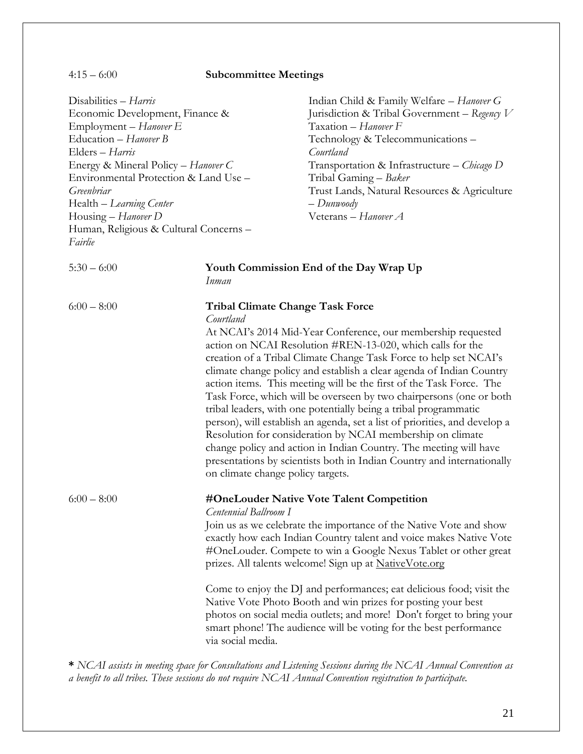4:15 – 6:00 **Subcommittee Meetings**

Disabilities – *Harris*
Economic Development, Finance & Employment – *Hanover E*
Education – *Hanover B*
Elders – *Harris*
Energy & Mineral Policy – *Hanover C*
Environmental Protection & Land Use – *Greenbriar*
Health – *Learning Center*
Housing – *Hanover D*
Human, Religious & Cultural Concerns – *Fairlie*
Indian Child & Family Welfare – *Hanover G*
Jurisdiction & Tribal Government – *Regency V*
Taxation – *Hanover F*
Technology & Telecommunications – *Courtland*
Transportation & Infrastructure – *Chicago D*
Tribal Gaming – *Baker*
Trust Lands, Natural Resources & Agriculture – *Dunwoody*
Veterans – *Hanover A*

5:30 – 6:00 **Youth Commission End of the Day Wrap Up**
*Inman*

6:00 – 8:00 **Tribal Climate Change Task Force**
*Courtland*
At NCAI's 2014 Mid-Year Conference, our membership requested action on NCAI Resolution #REN-13-020, which calls for the creation of a Tribal Climate Change Task Force to help set NCAI's climate change policy and establish a clear agenda of Indian Country action items. This meeting will be the first of the Task Force. The Task Force, which will be overseen by two chairpersons (one or both tribal leaders, with one potentially being a tribal programmatic person), will establish an agenda, set a list of priorities, and develop a Resolution for consideration by NCAI membership on climate change policy and action in Indian Country. The meeting will have presentations by scientists both in Indian Country and internationally on climate change policy targets.

6:00 – 8:00 **#OneLouder Native Vote Talent Competition**
*Centennial Ballroom I*
Join us as we celebrate the importance of the Native Vote and show exactly how each Indian Country talent and voice makes Native Vote #OneLouder. Compete to win a Google Nexus Tablet or other great prizes. All talents welcome! Sign up at NativeVote.org

Come to enjoy the DJ and performances; eat delicious food; visit the Native Vote Photo Booth and win prizes for posting your best photos on social media outlets; and more! Don't forget to bring your smart phone! The audience will be voting for the best performance via social media.

**\*** *NCAI assists in meeting space for Consultations and Listening Sessions during the NCAI Annual Convention as a benefit to all tribes. These sessions do not require NCAI Annual Convention registration to participate.*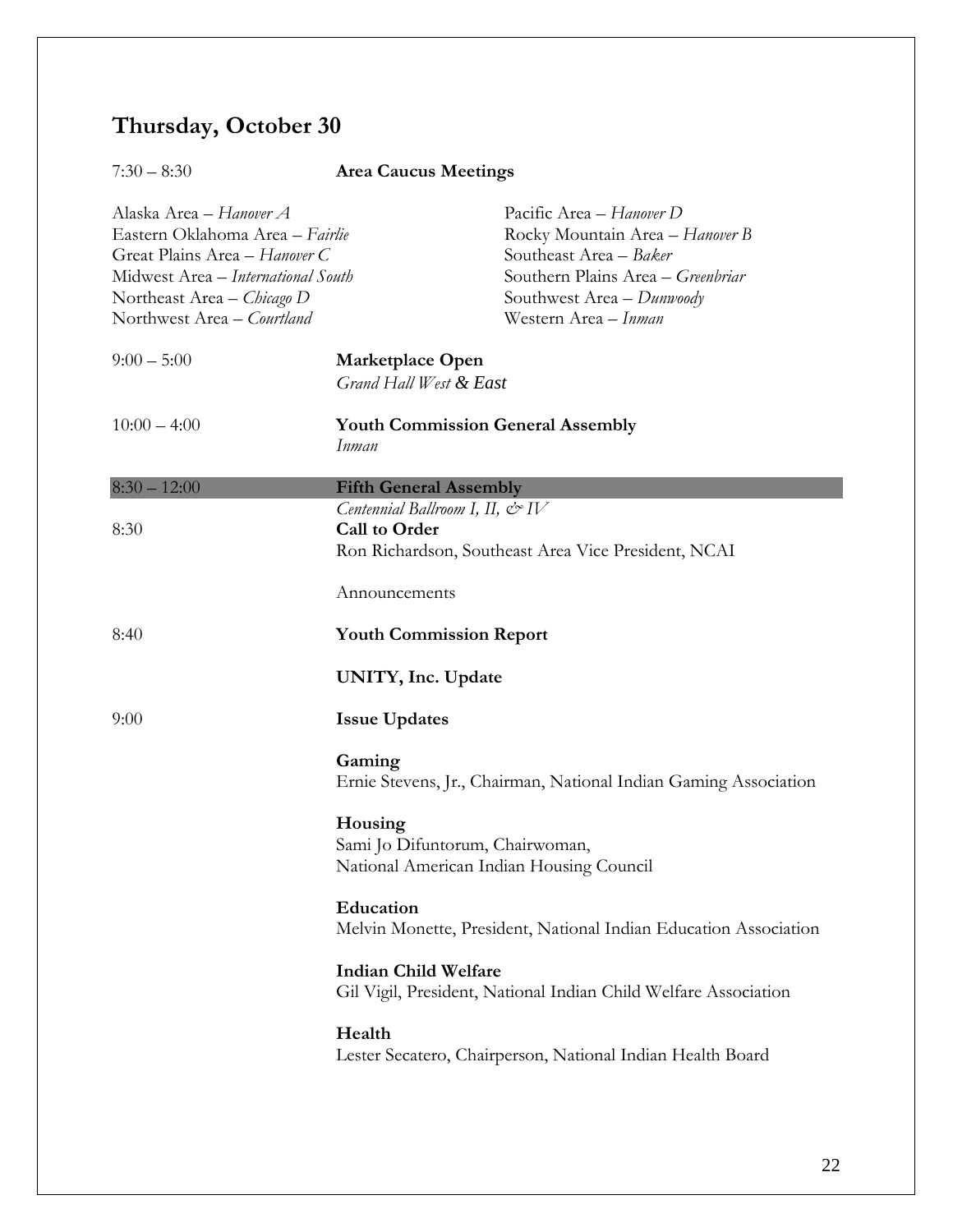## Thursday, October 30

7:30 – 8:30 **Area Caucus Meetings**

Alaska Area – *Hanover A*
Eastern Oklahoma Area – *Fairlie*
Great Plains Area – *Hanover C*
Midwest Area – *International South*
Northeast Area – *Chicago D*
Northwest Area – *Courtland*
Pacific Area – *Hanover D*
Rocky Mountain Area – *Hanover B*
Southeast Area – *Baker*
Southern Plains Area – *Greenbriar*
Southwest Area – *Dunwoody*
Western Area – *Inman*

9:00 – 5:00 **Marketplace Open**
*Grand Hall West & East*

10:00 – 4:00 **Youth Commission General Assembly**
*Inman*

8:30 – 12:00 **Fifth General Assembly**
*Centennial Ballroom I, II, & IV*

8:30 **Call to Order**
Ron Richardson, Southeast Area Vice President, NCAI

Announcements

8:40 **Youth Commission Report**

**UNITY, Inc. Update**

9:00 **Issue Updates**

**Gaming**
Ernie Stevens, Jr., Chairman, National Indian Gaming Association

**Housing**
Sami Jo Difuntorum, Chairwoman,
National American Indian Housing Council

**Education**
Melvin Monette, President, National Indian Education Association

**Indian Child Welfare**
Gil Vigil, President, National Indian Child Welfare Association

**Health**
Lester Secatero, Chairperson, National Indian Health Board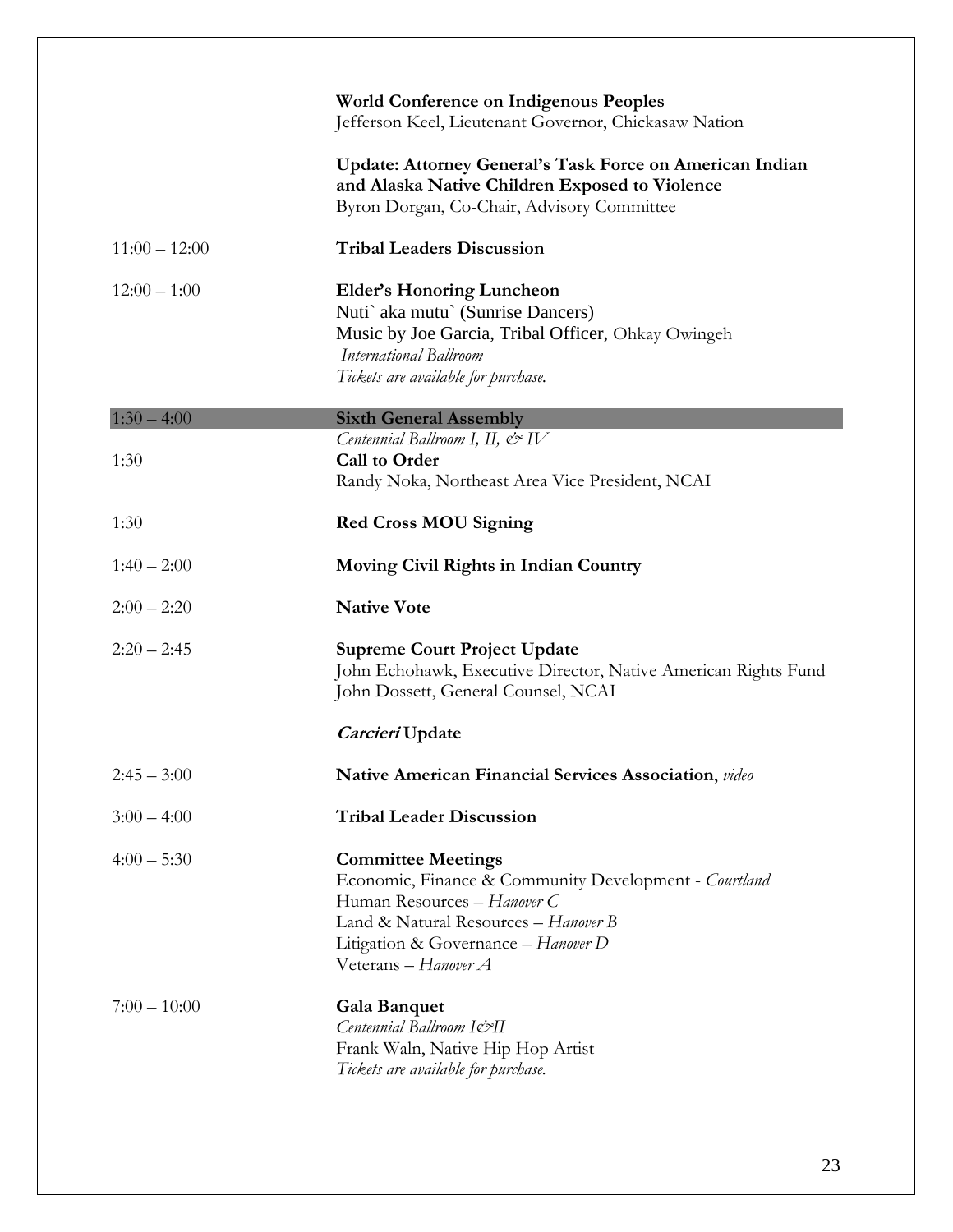**World Conference on Indigenous Peoples**
Jefferson Keel, Lieutenant Governor, Chickasaw Nation

**Update: Attorney General's Task Force on American Indian and Alaska Native Children Exposed to Violence**
Byron Dorgan, Co-Chair, Advisory Committee

| | |
|---|---|
| 11:00 – 12:00 | **Tribal Leaders Discussion** |
| 12:00 – 1:00 | **Elder's Honoring Luncheon**<br>Nuti` aka mutu` (Sunrise Dancers)<br>Music by Joe Garcia, Tribal Officer, Ohkay Owingeh<br>*International Ballroom*<br>*Tickets are available for purchase.* |
| 1:30 – 4:00 | **Sixth General Assembly**<br>*Centennial Ballroom I, II, & IV* |
| 1:30 | **Call to Order**<br>Randy Noka, Northeast Area Vice President, NCAI |
| 1:30 | **Red Cross MOU Signing** |
| 1:40 – 2:00 | **Moving Civil Rights in Indian Country** |
| 2:00 – 2:20 | **Native Vote** |
| 2:20 – 2:45 | **Supreme Court Project Update**<br>John Echohawk, Executive Director, Native American Rights Fund<br>John Dossett, General Counsel, NCAI<br><br>***Carcieri* Update** |
| 2:45 – 3:00 | **Native American Financial Services Association**, *video* |
| 3:00 – 4:00 | **Tribal Leader Discussion** |
| 4:00 – 5:30 | **Committee Meetings**<br>Economic, Finance & Community Development - *Courtland*<br>Human Resources – *Hanover C*<br>Land & Natural Resources – *Hanover B*<br>Litigation & Governance – *Hanover D*<br>Veterans – *Hanover A* |
| 7:00 – 10:00 | **Gala Banquet**<br>*Centennial Ballroom I&II*<br>Frank Waln, Native Hip Hop Artist<br>*Tickets are available for purchase.* |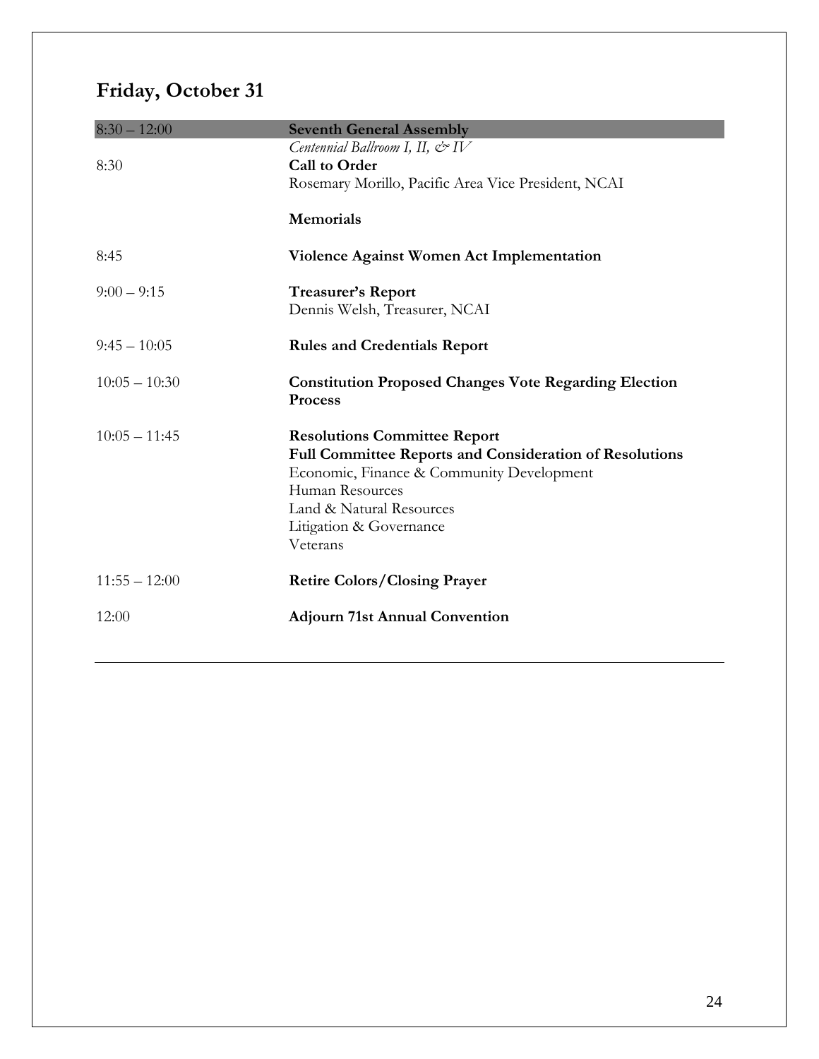## Friday, October 31

| | |
|---|---|
| 8:30 – 12:00 | **Seventh General Assembly**<br>*Centennial Ballroom I, II, & IV* |
| 8:30 | **Call to Order**<br>Rosemary Morillo, Pacific Area Vice President, NCAI |
| | **Memorials** |
| 8:45 | **Violence Against Women Act Implementation** |
| 9:00 – 9:15 | **Treasurer's Report**<br>Dennis Welsh, Treasurer, NCAI |
| 9:45 – 10:05 | **Rules and Credentials Report** |
| 10:05 – 10:30 | **Constitution Proposed Changes Vote Regarding Election Process** |
| 10:05 – 11:45 | **Resolutions Committee Report**<br>**Full Committee Reports and Consideration of Resolutions**<br>Economic, Finance & Community Development<br>Human Resources<br>Land & Natural Resources<br>Litigation & Governance<br>Veterans |
| 11:55 – 12:00 | **Retire Colors/Closing Prayer** |
| 12:00 | **Adjourn 71st Annual Convention** |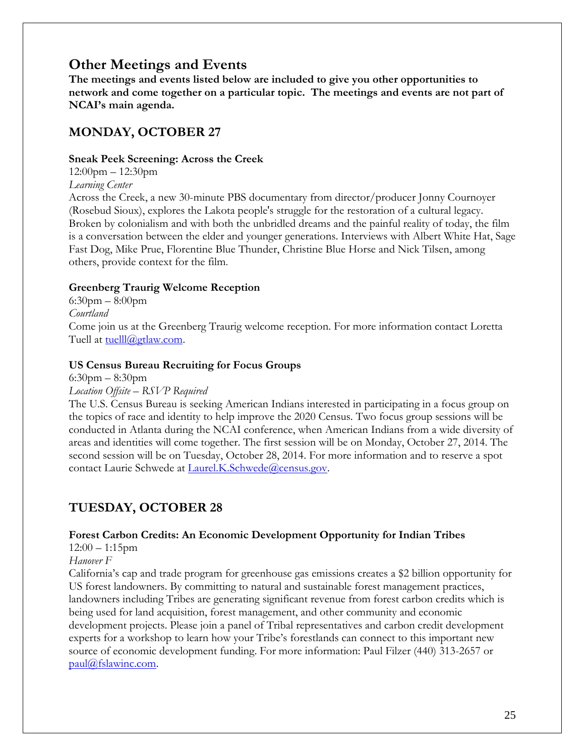## Other Meetings and Events

**The meetings and events listed below are included to give you other opportunities to network and come together on a particular topic. The meetings and events are not part of NCAI's main agenda.**

### MONDAY, OCTOBER 27

**Sneak Peek Screening: Across the Creek**
12:00pm – 12:30pm
*Learning Center*
Across the Creek, a new 30-minute PBS documentary from director/producer Jonny Cournoyer (Rosebud Sioux), explores the Lakota people's struggle for the restoration of a cultural legacy. Broken by colonialism and with both the unbridled dreams and the painful reality of today, the film is a conversation between the elder and younger generations. Interviews with Albert White Hat, Sage Fast Dog, Mike Prue, Florentine Blue Thunder, Christine Blue Horse and Nick Tilsen, among others, provide context for the film.

**Greenberg Traurig Welcome Reception**
6:30pm – 8:00pm
*Courtland*
Come join us at the Greenberg Traurig welcome reception. For more information contact Loretta Tuell at tuelll@gtlaw.com.

**US Census Bureau Recruiting for Focus Groups**
6:30pm – 8:30pm
*Location Offsite – RSVP Required*
The U.S. Census Bureau is seeking American Indians interested in participating in a focus group on the topics of race and identity to help improve the 2020 Census. Two focus group sessions will be conducted in Atlanta during the NCAI conference, when American Indians from a wide diversity of areas and identities will come together. The first session will be on Monday, October 27, 2014. The second session will be on Tuesday, October 28, 2014. For more information and to reserve a spot contact Laurie Schwede at Laurel.K.Schwede@census.gov.

### TUESDAY, OCTOBER 28

**Forest Carbon Credits: An Economic Development Opportunity for Indian Tribes**
12:00 – 1:15pm
*Hanover F*
California's cap and trade program for greenhouse gas emissions creates a $2 billion opportunity for US forest landowners. By committing to natural and sustainable forest management practices, landowners including Tribes are generating significant revenue from forest carbon credits which is being used for land acquisition, forest management, and other community and economic development projects. Please join a panel of Tribal representatives and carbon credit development experts for a workshop to learn how your Tribe's forestlands can connect to this important new source of economic development funding. For more information: Paul Filzer (440) 313-2657 or paul@fslawinc.com.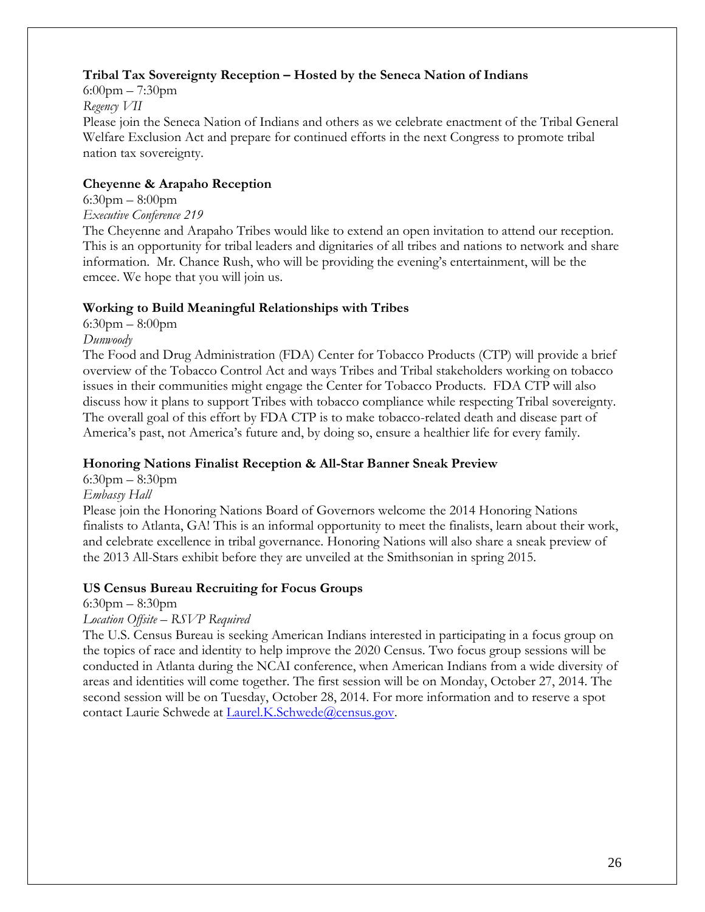**Tribal Tax Sovereignty Reception – Hosted by the Seneca Nation of Indians**

6:00pm – 7:30pm

*Regency VII*

Please join the Seneca Nation of Indians and others as we celebrate enactment of the Tribal General Welfare Exclusion Act and prepare for continued efforts in the next Congress to promote tribal nation tax sovereignty.

**Cheyenne & Arapaho Reception**

6:30pm – 8:00pm

*Executive Conference 219*

The Cheyenne and Arapaho Tribes would like to extend an open invitation to attend our reception. This is an opportunity for tribal leaders and dignitaries of all tribes and nations to network and share information. Mr. Chance Rush, who will be providing the evening's entertainment, will be the emcee. We hope that you will join us.

**Working to Build Meaningful Relationships with Tribes**

6:30pm – 8:00pm

*Dunwoody*

The Food and Drug Administration (FDA) Center for Tobacco Products (CTP) will provide a brief overview of the Tobacco Control Act and ways Tribes and Tribal stakeholders working on tobacco issues in their communities might engage the Center for Tobacco Products. FDA CTP will also discuss how it plans to support Tribes with tobacco compliance while respecting Tribal sovereignty. The overall goal of this effort by FDA CTP is to make tobacco-related death and disease part of America's past, not America's future and, by doing so, ensure a healthier life for every family.

**Honoring Nations Finalist Reception & All-Star Banner Sneak Preview**

6:30pm – 8:30pm

*Embassy Hall*

Please join the Honoring Nations Board of Governors welcome the 2014 Honoring Nations finalists to Atlanta, GA! This is an informal opportunity to meet the finalists, learn about their work, and celebrate excellence in tribal governance. Honoring Nations will also share a sneak preview of the 2013 All-Stars exhibit before they are unveiled at the Smithsonian in spring 2015.

**US Census Bureau Recruiting for Focus Groups**

6:30pm – 8:30pm

*Location Offsite – RSVP Required*

The U.S. Census Bureau is seeking American Indians interested in participating in a focus group on the topics of race and identity to help improve the 2020 Census. Two focus group sessions will be conducted in Atlanta during the NCAI conference, when American Indians from a wide diversity of areas and identities will come together. The first session will be on Monday, October 27, 2014. The second session will be on Tuesday, October 28, 2014. For more information and to reserve a spot contact Laurie Schwede at Laurel.K.Schwede@census.gov.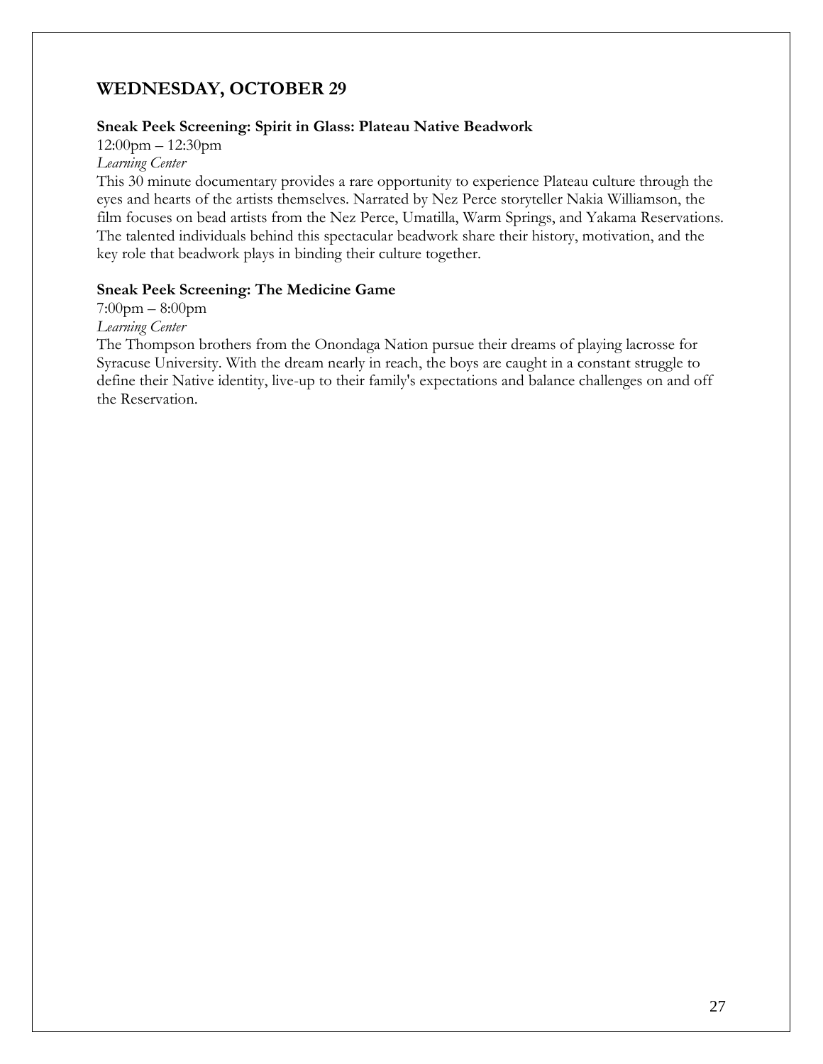## WEDNESDAY, OCTOBER 29

**Sneak Peek Screening: Spirit in Glass: Plateau Native Beadwork**

12:00pm – 12:30pm

*Learning Center*

This 30 minute documentary provides a rare opportunity to experience Plateau culture through the eyes and hearts of the artists themselves. Narrated by Nez Perce storyteller Nakia Williamson, the film focuses on bead artists from the Nez Perce, Umatilla, Warm Springs, and Yakama Reservations. The talented individuals behind this spectacular beadwork share their history, motivation, and the key role that beadwork plays in binding their culture together.

**Sneak Peek Screening: The Medicine Game**

7:00pm – 8:00pm

*Learning Center*

The Thompson brothers from the Onondaga Nation pursue their dreams of playing lacrosse for Syracuse University. With the dream nearly in reach, the boys are caught in a constant struggle to define their Native identity, live-up to their family's expectations and balance challenges on and off the Reservation.